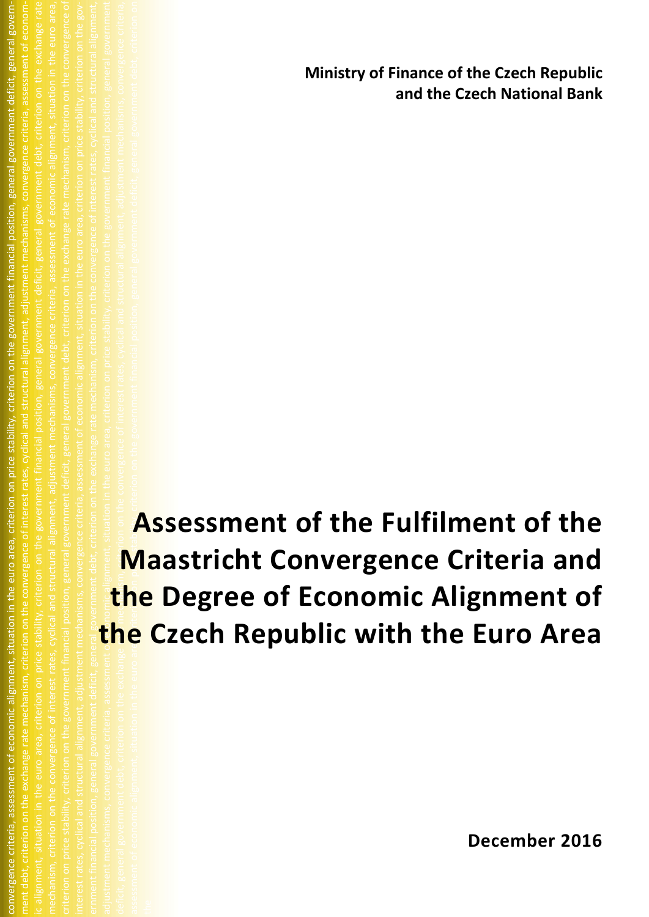**Ministry of Finance of the Czech Republic and the Czech National Bank**

# Assessment of the Fulfilment of the Maastricht Convergence Criteria and the Degree of Economic Alignment of the Czech Republic with the Euro Area

**December 2016**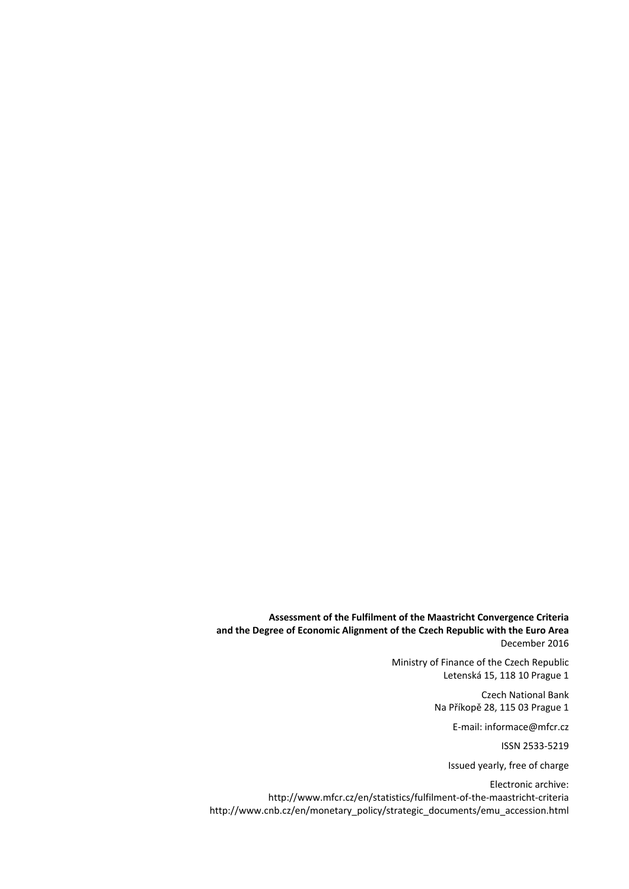**Assessment of the Fulfilment of the Maastricht Convergence Criteria and the Degree of Economic Alignment of the Czech Republic with the Euro Area**
December 2016

Ministry of Finance of the Czech Republic
Letenská 15, 118 10 Prague 1

Czech National Bank
Na Příkopě 28, 115 03 Prague 1

E-mail: informace@mfcr.cz

ISSN 2533-5219

Issued yearly, free of charge

Electronic archive:
http://www.mfcr.cz/en/statistics/fulfilment-of-the-maastricht-criteria
http://www.cnb.cz/en/monetary_policy/strategic_documents/emu_accession.html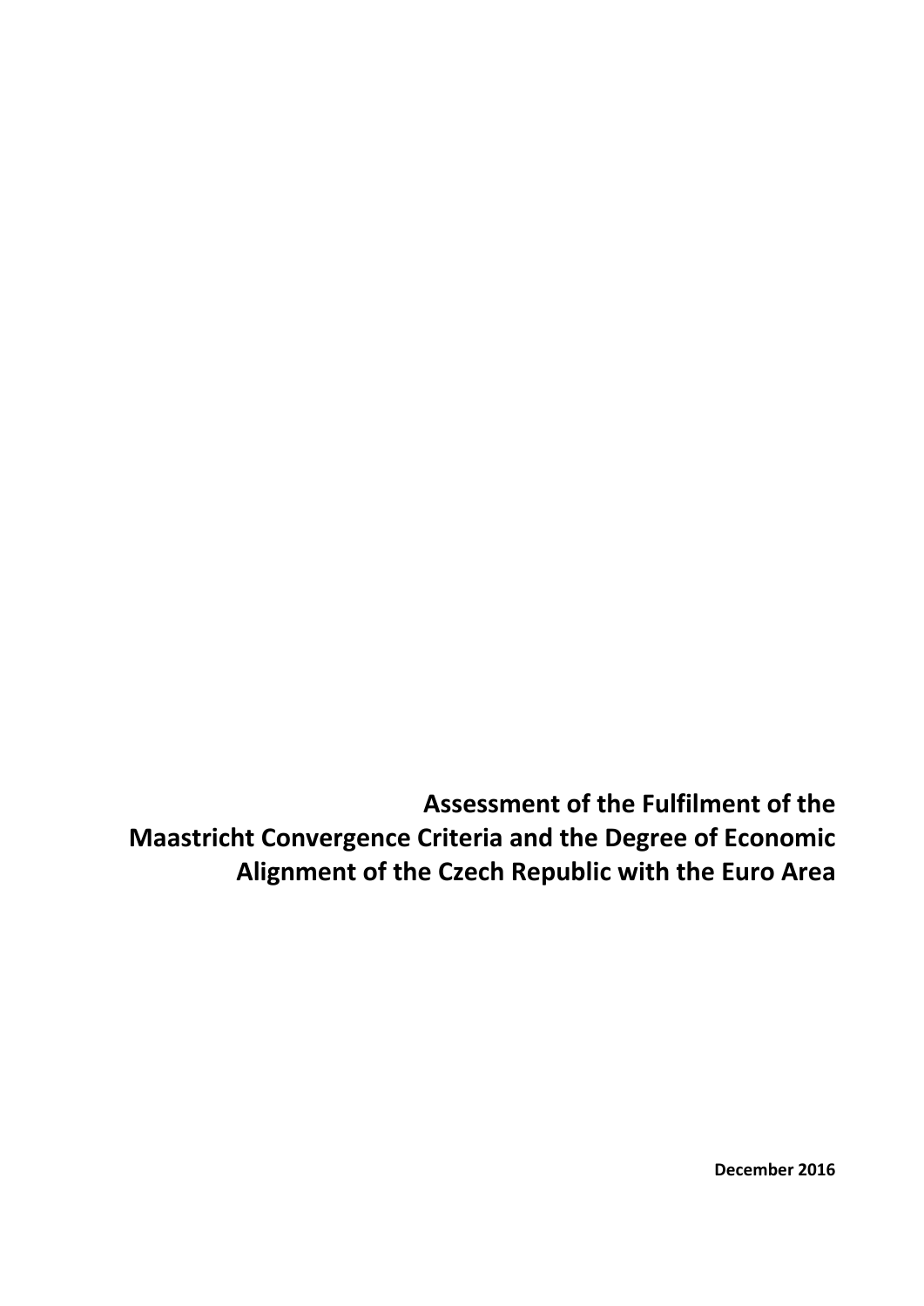# Assessment of the Fulfilment of the Maastricht Convergence Criteria and the Degree of Economic Alignment of the Czech Republic with the Euro Area

**December 2016**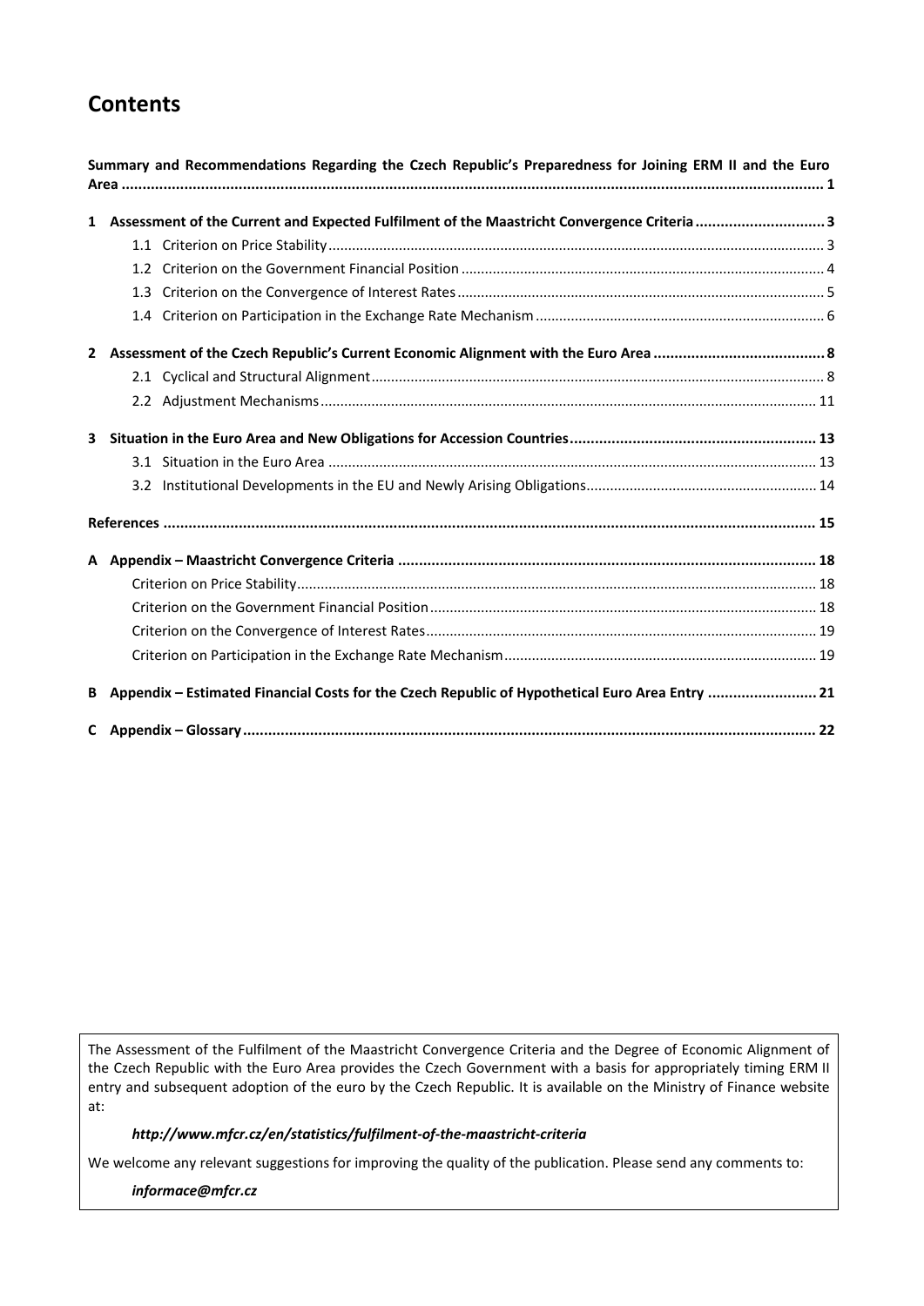# Contents

**Summary and Recommendations Regarding the Czech Republic's Preparedness for Joining ERM II and the Euro Area** ..... 1

**1 Assessment of the Current and Expected Fulfilment of the Maastricht Convergence Criteria** ..... 3

- 1.1 Criterion on Price Stability ..... 3
- 1.2 Criterion on the Government Financial Position ..... 4
- 1.3 Criterion on the Convergence of Interest Rates ..... 5
- 1.4 Criterion on Participation in the Exchange Rate Mechanism ..... 6

**2 Assessment of the Czech Republic's Current Economic Alignment with the Euro Area** ..... 8

- 2.1 Cyclical and Structural Alignment ..... 8
- 2.2 Adjustment Mechanisms ..... 11

**3 Situation in the Euro Area and New Obligations for Accession Countries** ..... 13

- 3.1 Situation in the Euro Area ..... 13
- 3.2 Institutional Developments in the EU and Newly Arising Obligations ..... 14

**References** ..... 15

**A Appendix – Maastricht Convergence Criteria** ..... 18

- Criterion on Price Stability ..... 18
- Criterion on the Government Financial Position ..... 18
- Criterion on the Convergence of Interest Rates ..... 19
- Criterion on Participation in the Exchange Rate Mechanism ..... 19

**B Appendix – Estimated Financial Costs for the Czech Republic of Hypothetical Euro Area Entry** ..... 21

**C Appendix – Glossary** ..... 22

The Assessment of the Fulfilment of the Maastricht Convergence Criteria and the Degree of Economic Alignment of the Czech Republic with the Euro Area provides the Czech Government with a basis for appropriately timing ERM II entry and subsequent adoption of the euro by the Czech Republic. It is available on the Ministry of Finance website at:

***http://www.mfcr.cz/en/statistics/fulfilment-of-the-maastricht-criteria***

We welcome any relevant suggestions for improving the quality of the publication. Please send any comments to:

***informace@mfcr.cz***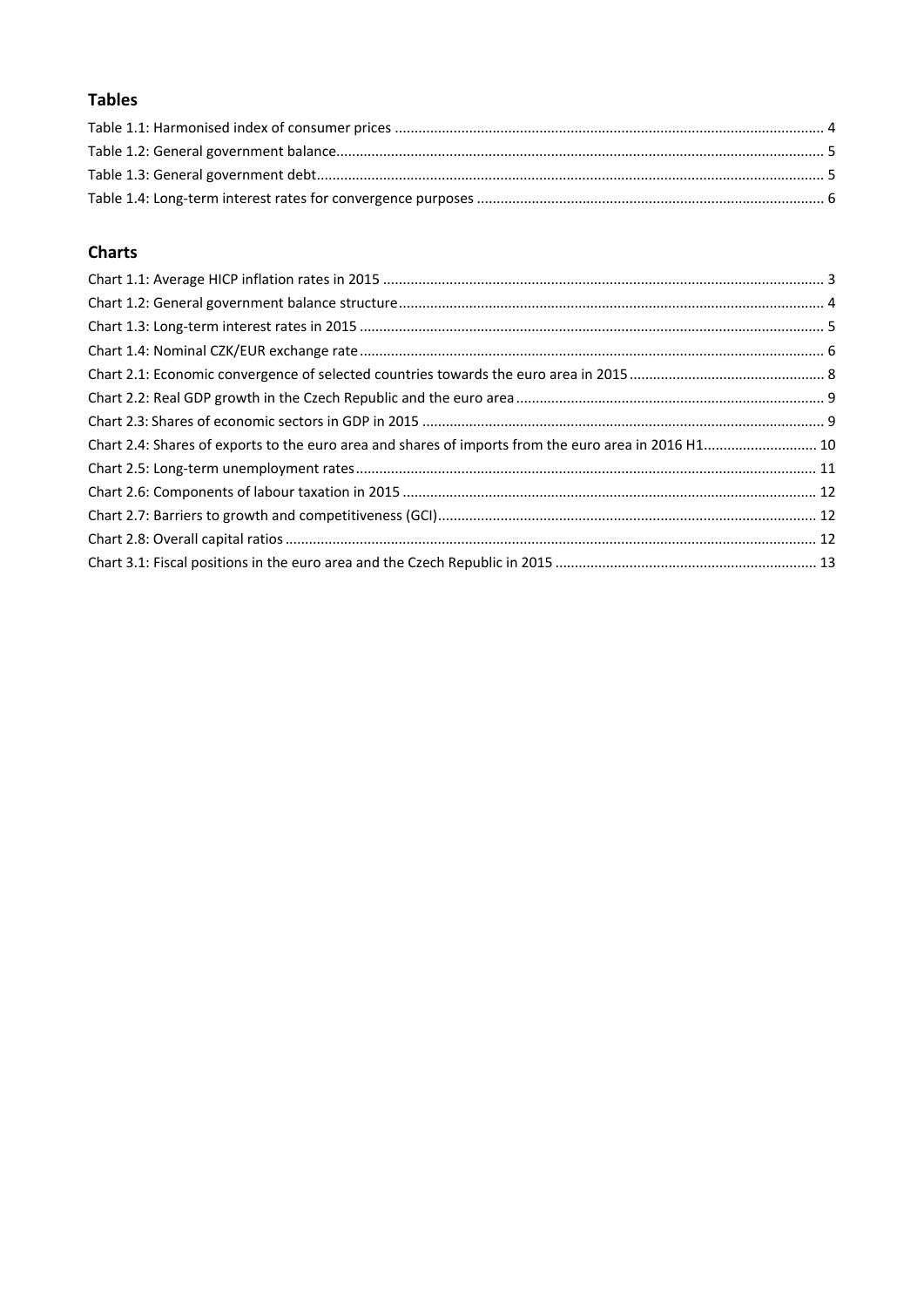## Tables

Table 1.1: Harmonised index of consumer prices ............................................................................................................. 4
Table 1.2: General government balance............................................................................................................................. 5
Table 1.3: General government debt.................................................................................................................................. 5
Table 1.4: Long-term interest rates for convergence purposes ......................................................................................... 6

## Charts

Chart 1.1: Average HICP inflation rates in 2015 ................................................................................................................ 3
Chart 1.2: General government balance structure............................................................................................................ 4
Chart 1.3: Long-term interest rates in 2015 ....................................................................................................................... 5
Chart 1.4: Nominal CZK/EUR exchange rate ...................................................................................................................... 6
Chart 2.1: Economic convergence of selected countries towards the euro area in 2015 ................................................. 8
Chart 2.2: Real GDP growth in the Czech Republic and the euro area ............................................................................... 9
Chart 2.3: Shares of economic sectors in GDP in 2015 ....................................................................................................... 9
Chart 2.4: Shares of exports to the euro area and shares of imports from the euro area in 2016 H1............................. 10
Chart 2.5: Long-term unemployment rates ...................................................................................................................... 11
Chart 2.6: Components of labour taxation in 2015 .......................................................................................................... 12
Chart 2.7: Barriers to growth and competitiveness (GCI) ................................................................................................. 12
Chart 2.8: Overall capital ratios ........................................................................................................................................ 12
Chart 3.1: Fiscal positions in the euro area and the Czech Republic in 2015 .................................................................. 13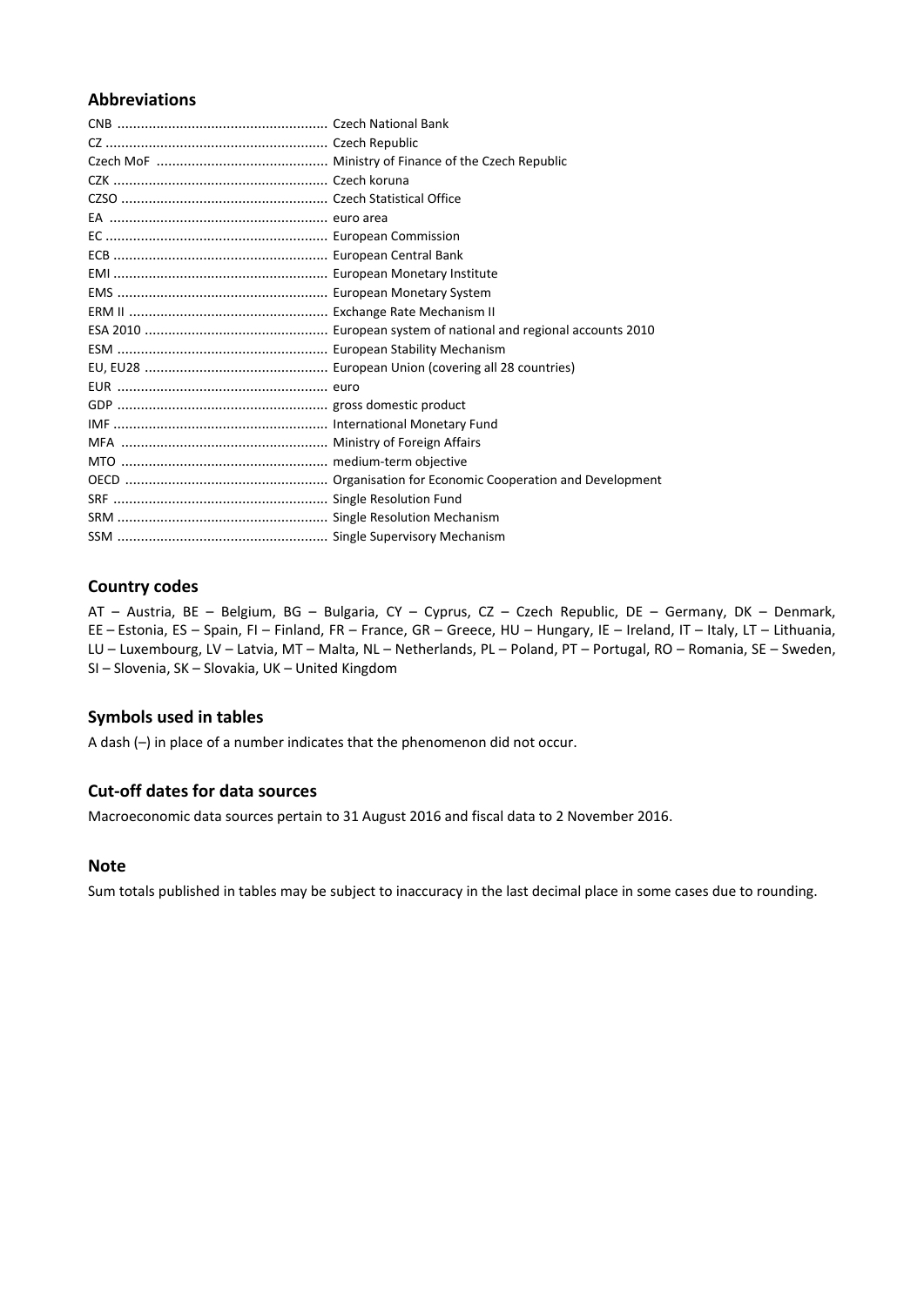## Abbreviations

CNB ...................................................... Czech National Bank
CZ ......................................................... Czech Republic
Czech MoF ............................................ Ministry of Finance of the Czech Republic
CZK ....................................................... Czech koruna
CZSO ..................................................... Czech Statistical Office
EA ......................................................... euro area
EC ......................................................... European Commission
ECB ....................................................... European Central Bank
EMI ....................................................... European Monetary Institute
EMS ...................................................... European Monetary System
ERM II ................................................... Exchange Rate Mechanism II
ESA 2010 .............................................. European system of national and regional accounts 2010
ESM ...................................................... European Stability Mechanism
EU, EU28 .............................................. European Union (covering all 28 countries)
EUR ...................................................... euro
GDP ...................................................... gross domestic product
IMF ....................................................... International Monetary Fund
MFA ..................................................... Ministry of Foreign Affairs
MTO ..................................................... medium-term objective
OECD .................................................... Organisation for Economic Cooperation and Development
SRF ....................................................... Single Resolution Fund
SRM ...................................................... Single Resolution Mechanism
SSM ...................................................... Single Supervisory Mechanism

## Country codes

AT – Austria, BE – Belgium, BG – Bulgaria, CY – Cyprus, CZ – Czech Republic, DE – Germany, DK – Denmark, EE – Estonia, ES – Spain, FI – Finland, FR – France, GR – Greece, HU – Hungary, IE – Ireland, IT – Italy, LT – Lithuania, LU – Luxembourg, LV – Latvia, MT – Malta, NL – Netherlands, PL – Poland, PT – Portugal, RO – Romania, SE – Sweden, SI – Slovenia, SK – Slovakia, UK – United Kingdom

## Symbols used in tables

A dash (–) in place of a number indicates that the phenomenon did not occur.

## Cut-off dates for data sources

Macroeconomic data sources pertain to 31 August 2016 and fiscal data to 2 November 2016.

## Note

Sum totals published in tables may be subject to inaccuracy in the last decimal place in some cases due to rounding.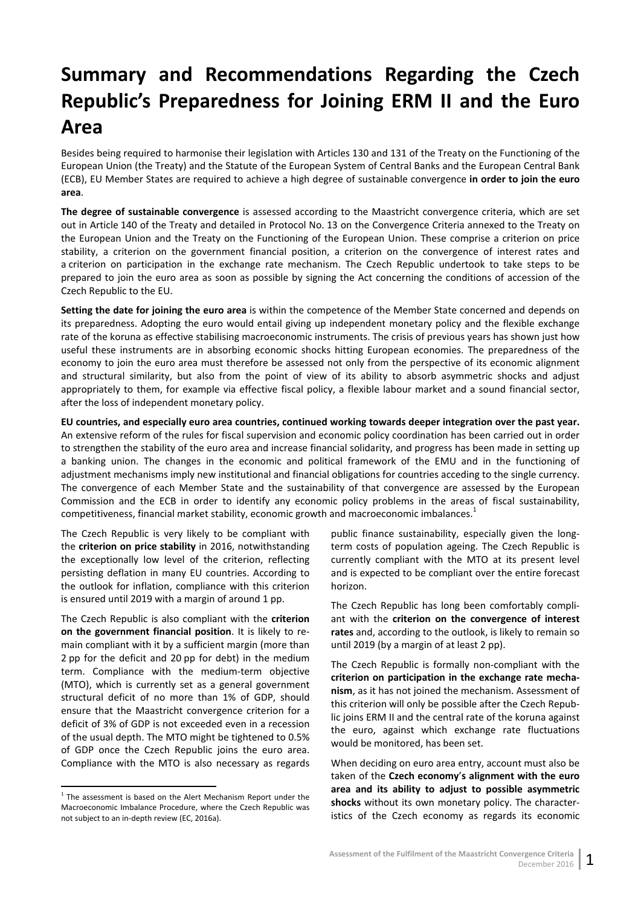# Summary and Recommendations Regarding the Czech Republic's Preparedness for Joining ERM II and the Euro Area

Besides being required to harmonise their legislation with Articles 130 and 131 of the Treaty on the Functioning of the European Union (the Treaty) and the Statute of the European System of Central Banks and the European Central Bank (ECB), EU Member States are required to achieve a high degree of sustainable convergence **in order to join the euro area**.

**The degree of sustainable convergence** is assessed according to the Maastricht convergence criteria, which are set out in Article 140 of the Treaty and detailed in Protocol No. 13 on the Convergence Criteria annexed to the Treaty on the European Union and the Treaty on the Functioning of the European Union. These comprise a criterion on price stability, a criterion on the government financial position, a criterion on the convergence of interest rates and a criterion on participation in the exchange rate mechanism. The Czech Republic undertook to take steps to be prepared to join the euro area as soon as possible by signing the Act concerning the conditions of accession of the Czech Republic to the EU.

**Setting the date for joining the euro area** is within the competence of the Member State concerned and depends on its preparedness. Adopting the euro would entail giving up independent monetary policy and the flexible exchange rate of the koruna as effective stabilising macroeconomic instruments. The crisis of previous years has shown just how useful these instruments are in absorbing economic shocks hitting European economies. The preparedness of the economy to join the euro area must therefore be assessed not only from the perspective of its economic alignment and structural similarity, but also from the point of view of its ability to absorb asymmetric shocks and adjust appropriately to them, for example via effective fiscal policy, a flexible labour market and a sound financial sector, after the loss of independent monetary policy.

**EU countries, and especially euro area countries, continued working towards deeper integration over the past year.** An extensive reform of the rules for fiscal supervision and economic policy coordination has been carried out in order to strengthen the stability of the euro area and increase financial solidarity, and progress has been made in setting up a banking union. The changes in the economic and political framework of the EMU and in the functioning of adjustment mechanisms imply new institutional and financial obligations for countries acceding to the single currency. The convergence of each Member State and the sustainability of that convergence are assessed by the European Commission and the ECB in order to identify any economic policy problems in the areas of fiscal sustainability, competitiveness, financial market stability, economic growth and macroeconomic imbalances.[1]

The Czech Republic is very likely to be compliant with the **criterion on price stability** in 2016, notwithstanding the exceptionally low level of the criterion, reflecting persisting deflation in many EU countries. According to the outlook for inflation, compliance with this criterion is ensured until 2019 with a margin of around 1 pp.

The Czech Republic is also compliant with the **criterion on the government financial position**. It is likely to remain compliant with it by a sufficient margin (more than 2 pp for the deficit and 20 pp for debt) in the medium term. Compliance with the medium-term objective (MTO), which is currently set as a general government structural deficit of no more than 1% of GDP, should ensure that the Maastricht convergence criterion for a deficit of 3% of GDP is not exceeded even in a recession of the usual depth. The MTO might be tightened to 0.5% of GDP once the Czech Republic joins the euro area. Compliance with the MTO is also necessary as regards public finance sustainability, especially given the long-term costs of population ageing. The Czech Republic is currently compliant with the MTO at its present level and is expected to be compliant over the entire forecast horizon.

The Czech Republic has long been comfortably compliant with the **criterion on the convergence of interest rates** and, according to the outlook, is likely to remain so until 2019 (by a margin of at least 2 pp).

The Czech Republic is formally non-compliant with the **criterion on participation in the exchange rate mechanism**, as it has not joined the mechanism. Assessment of this criterion will only be possible after the Czech Republic joins ERM II and the central rate of the koruna against the euro, against which exchange rate fluctuations would be monitored, has been set.

When deciding on euro area entry, account must also be taken of the **Czech economy's alignment with the euro area and its ability to adjust to possible asymmetric shocks** without its own monetary policy. The characteristics of the Czech economy as regards its economic

[1] The assessment is based on the Alert Mechanism Report under the Macroeconomic Imbalance Procedure, where the Czech Republic was not subject to an in-depth review (EC, 2016a).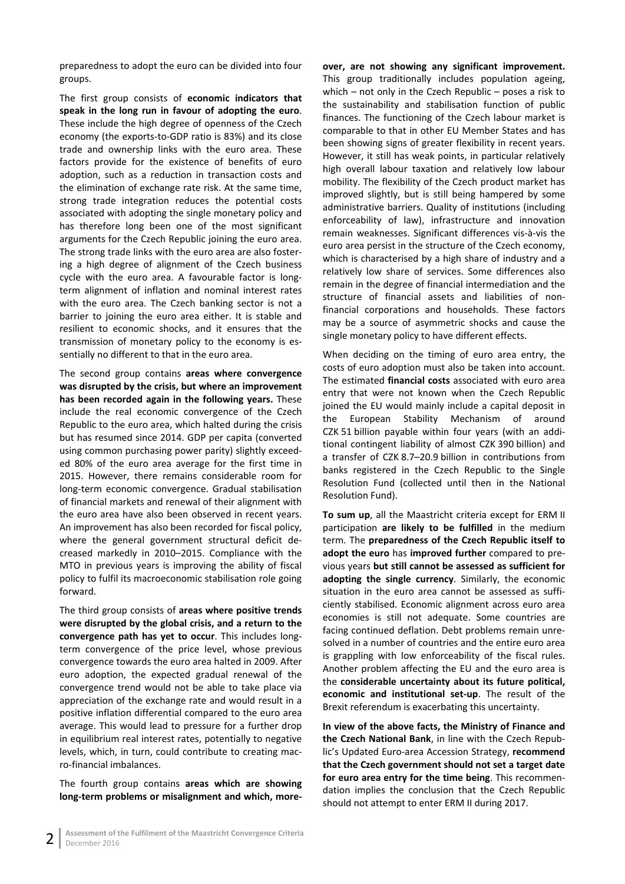preparedness to adopt the euro can be divided into four groups.

The first group consists of **economic indicators that speak in the long run in favour of adopting the euro**. These include the high degree of openness of the Czech economy (the exports-to-GDP ratio is 83%) and its close trade and ownership links with the euro area. These factors provide for the existence of benefits of euro adoption, such as a reduction in transaction costs and the elimination of exchange rate risk. At the same time, strong trade integration reduces the potential costs associated with adopting the single monetary policy and has therefore long been one of the most significant arguments for the Czech Republic joining the euro area. The strong trade links with the euro area are also fostering a high degree of alignment of the Czech business cycle with the euro area. A favourable factor is long-term alignment of inflation and nominal interest rates with the euro area. The Czech banking sector is not a barrier to joining the euro area either. It is stable and resilient to economic shocks, and it ensures that the transmission of monetary policy to the economy is essentially no different to that in the euro area.

The second group contains **areas where convergence was disrupted by the crisis, but where an improvement has been recorded again in the following years.** These include the real economic convergence of the Czech Republic to the euro area, which halted during the crisis but has resumed since 2014. GDP per capita (converted using common purchasing power parity) slightly exceeded 80% of the euro area average for the first time in 2015. However, there remains considerable room for long-term economic convergence. Gradual stabilisation of financial markets and renewal of their alignment with the euro area have also been observed in recent years. An improvement has also been recorded for fiscal policy, where the general government structural deficit decreased markedly in 2010–2015. Compliance with the MTO in previous years is improving the ability of fiscal policy to fulfil its macroeconomic stabilisation role going forward.

The third group consists of **areas where positive trends were disrupted by the global crisis, and a return to the convergence path has yet to occur**. This includes long-term convergence of the price level, whose previous convergence towards the euro area halted in 2009. After euro adoption, the expected gradual renewal of the convergence trend would not be able to take place via appreciation of the exchange rate and would result in a positive inflation differential compared to the euro area average. This would lead to pressure for a further drop in equilibrium real interest rates, potentially to negative levels, which, in turn, could contribute to creating macro-financial imbalances.

The fourth group contains **areas which are showing long-term problems or misalignment and which, moreover, are not showing any significant improvement.** This group traditionally includes population ageing, which – not only in the Czech Republic – poses a risk to the sustainability and stabilisation function of public finances. The functioning of the Czech labour market is comparable to that in other EU Member States and has been showing signs of greater flexibility in recent years. However, it still has weak points, in particular relatively high overall labour taxation and relatively low labour mobility. The flexibility of the Czech product market has improved slightly, but is still being hampered by some administrative barriers. Quality of institutions (including enforceability of law), infrastructure and innovation remain weaknesses. Significant differences vis-à-vis the euro area persist in the structure of the Czech economy, which is characterised by a high share of industry and a relatively low share of services. Some differences also remain in the degree of financial intermediation and the structure of financial assets and liabilities of non-financial corporations and households. These factors may be a source of asymmetric shocks and cause the single monetary policy to have different effects.

When deciding on the timing of euro area entry, the costs of euro adoption must also be taken into account. The estimated **financial costs** associated with euro area entry that were not known when the Czech Republic joined the EU would mainly include a capital deposit in the European Stability Mechanism of around CZK 51 billion payable within four years (with an additional contingent liability of almost CZK 390 billion) and a transfer of CZK 8.7–20.9 billion in contributions from banks registered in the Czech Republic to the Single Resolution Fund (collected until then in the National Resolution Fund).

**To sum up**, all the Maastricht criteria except for ERM II participation **are likely to be fulfilled** in the medium term. The **preparedness of the Czech Republic itself to adopt the euro** has **improved further** compared to previous years **but still cannot be assessed as sufficient for adopting the single currency**. Similarly, the economic situation in the euro area cannot be assessed as sufficiently stabilised. Economic alignment across euro area economies is still not adequate. Some countries are facing continued deflation. Debt problems remain unresolved in a number of countries and the entire euro area is grappling with low enforceability of the fiscal rules. Another problem affecting the EU and the euro area is the **considerable uncertainty about its future political, economic and institutional set-up**. The result of the Brexit referendum is exacerbating this uncertainty.

**In view of the above facts, the Ministry of Finance and the Czech National Bank**, in line with the Czech Republic's Updated Euro-area Accession Strategy, **recommend that the Czech government should not set a target date for euro area entry for the time being**. This recommendation implies the conclusion that the Czech Republic should not attempt to enter ERM II during 2017.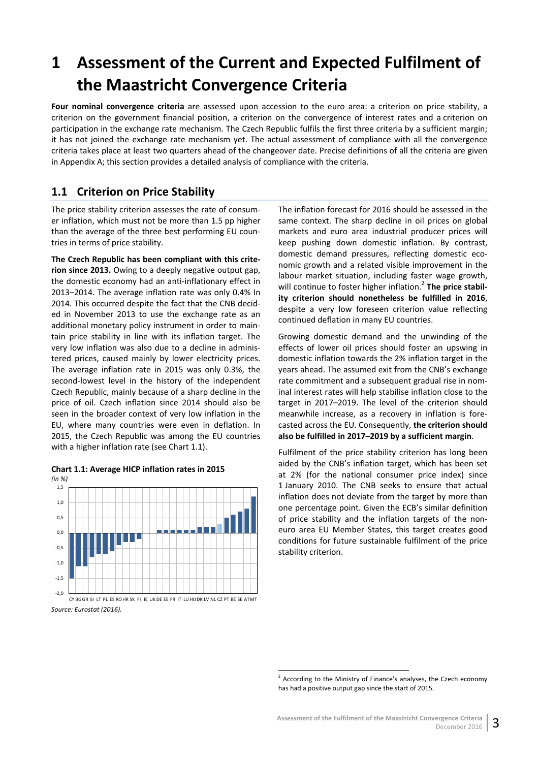# 1 Assessment of the Current and Expected Fulfilment of the Maastricht Convergence Criteria

**Four nominal convergence criteria** are assessed upon accession to the euro area: a criterion on price stability, a criterion on the government financial position, a criterion on the convergence of interest rates and a criterion on participation in the exchange rate mechanism. The Czech Republic fulfils the first three criteria by a sufficient margin; it has not joined the exchange rate mechanism yet. The actual assessment of compliance with all the convergence criteria takes place at least two quarters ahead of the changeover date. Precise definitions of all the criteria are given in Appendix A; this section provides a detailed analysis of compliance with the criteria.

## 1.1 Criterion on Price Stability

The price stability criterion assesses the rate of consumer inflation, which must not be more than 1.5 pp higher than the average of the three best performing EU countries in terms of price stability.

**The Czech Republic has been compliant with this criterion since 2013.** Owing to a deeply negative output gap, the domestic economy had an anti-inflationary effect in 2013–2014. The average inflation rate was only 0.4% In 2014. This occurred despite the fact that the CNB decided in November 2013 to use the exchange rate as an additional monetary policy instrument in order to maintain price stability in line with its inflation target. The very low inflation was also due to a decline in administered prices, caused mainly by lower electricity prices. The average inflation rate in 2015 was only 0.3%, the second-lowest level in the history of the independent Czech Republic, mainly because of a sharp decline in the price of oil. Czech inflation since 2014 should also be seen in the broader context of very low inflation in the EU, where many countries were even in deflation. In 2015, the Czech Republic was among the EU countries with a higher inflation rate (see Chart 1.1).

**Chart 1.1: Average HICP inflation rates in 2015**
*(in %)*

*Source: Eurostat (2016).*

The inflation forecast for 2016 should be assessed in the same context. The sharp decline in oil prices on global markets and euro area industrial producer prices will keep pushing down domestic inflation. By contrast, domestic demand pressures, reflecting domestic economic growth and a related visible improvement in the labour market situation, including faster wage growth, will continue to foster higher inflation.[2] **The price stability criterion should nonetheless be fulfilled in 2016**, despite a very low foreseen criterion value reflecting continued deflation in many EU countries.

Growing domestic demand and the unwinding of the effects of lower oil prices should foster an upswing in domestic inflation towards the 2% inflation target in the years ahead. The assumed exit from the CNB's exchange rate commitment and a subsequent gradual rise in nominal interest rates will help stabilise inflation close to the target in 2017–2019. The level of the criterion should meanwhile increase, as a recovery in inflation is forecasted across the EU. Consequently, **the criterion should also be fulfilled in 2017–2019 by a sufficient margin**.

Fulfilment of the price stability criterion has long been aided by the CNB's inflation target, which has been set at 2% (for the national consumer price index) since 1 January 2010. The CNB seeks to ensure that actual inflation does not deviate from the target by more than one percentage point. Given the ECB's similar definition of price stability and the inflation targets of the non-euro area EU Member States, this target creates good conditions for future sustainable fulfilment of the price stability criterion.

[2] According to the Ministry of Finance's analyses, the Czech economy has had a positive output gap since the start of 2015.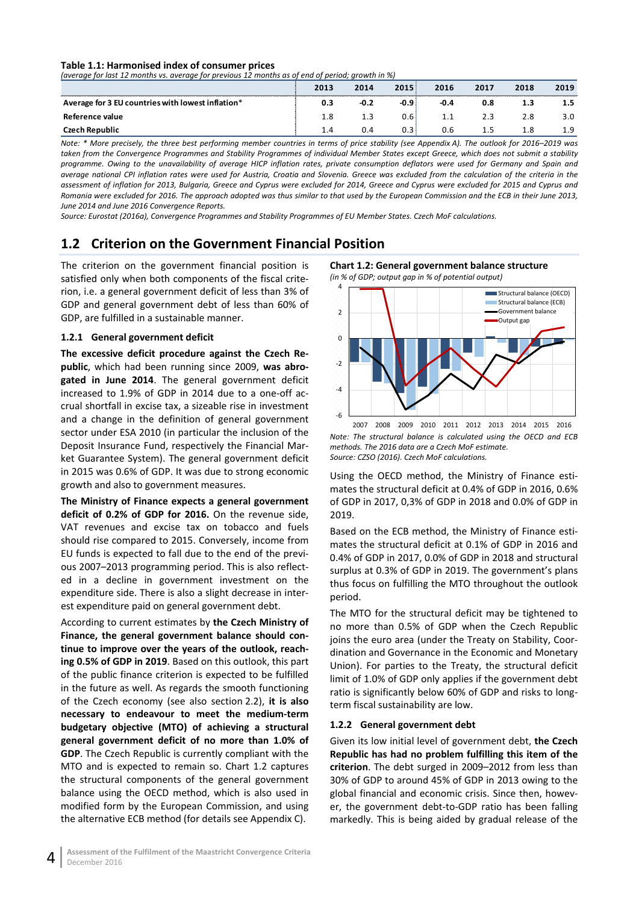**Table 1.1: Harmonised index of consumer prices**

*(average for last 12 months vs. average for previous 12 months as of end of period; growth in %)*

| | 2013 | 2014 | 2015 | 2016 | 2017 | 2018 | 2019 |
|---|---|---|---|---|---|---|---|
| **Average for 3 EU countries with lowest inflation*** | **0.3** | **-0.2** | **-0.9** | **-0.4** | **0.8** | **1.3** | **1.5** |
| **Reference value** | 1.8 | 1.3 | 0.6 | 1.1 | 2.3 | 2.8 | 3.0 |
| **Czech Republic** | 1.4 | 0.4 | 0.3 | 0.6 | 1.5 | 1.8 | 1.9 |

*Note: * More precisely, the three best performing member countries in terms of price stability (see Appendix A). The outlook for 2016–2019 was taken from the Convergence Programmes and Stability Programmes of individual Member States except Greece, which does not submit a stability programme. Owing to the unavailability of average HICP inflation rates, private consumption deflators were used for Germany and Spain and average national CPI inflation rates were used for Austria, Croatia and Slovenia. Greece was excluded from the calculation of the criteria in the assessment of inflation for 2013, Bulgaria, Greece and Cyprus were excluded for 2014, Greece and Cyprus were excluded for 2015 and Cyprus and Romania were excluded for 2016. The approach adopted was thus similar to that used by the European Commission and the ECB in their June 2013, June 2014 and June 2016 Convergence Reports.*

*Source: Eurostat (2016a), Convergence Programmes and Stability Programmes of EU Member States. Czech MoF calculations.*

## 1.2 Criterion on the Government Financial Position

The criterion on the government financial position is satisfied only when both components of the fiscal criterion, i.e. a general government deficit of less than 3% of GDP and general government debt of less than 60% of GDP, are fulfilled in a sustainable manner.

### 1.2.1 General government deficit

**The excessive deficit procedure against the Czech Republic**, which had been running since 2009, **was abrogated in June 2014**. The general government deficit increased to 1.9% of GDP in 2014 due to a one-off accrual shortfall in excise tax, a sizeable rise in investment and a change in the definition of general government sector under ESA 2010 (in particular the inclusion of the Deposit Insurance Fund, respectively the Financial Market Guarantee System). The general government deficit in 2015 was 0.6% of GDP. It was due to strong economic growth and also to government measures.

**The Ministry of Finance expects a general government deficit of 0.2% of GDP for 2016.** On the revenue side, VAT revenues and excise tax on tobacco and fuels should rise compared to 2015. Conversely, income from EU funds is expected to fall due to the end of the previous 2007–2013 programming period. This is also reflected in a decline in government investment on the expenditure side. There is also a slight decrease in interest expenditure paid on general government debt.

According to current estimates by **the Czech Ministry of Finance, the general government balance should continue to improve over the years of the outlook, reaching 0.5% of GDP in 2019**. Based on this outlook, this part of the public finance criterion is expected to be fulfilled in the future as well. As regards the smooth functioning of the Czech economy (see also section 2.2), **it is also necessary to endeavour to meet the medium-term budgetary objective (MTO) of achieving a structural general government deficit of no more than 1.0% of GDP**. The Czech Republic is currently compliant with the MTO and is expected to remain so. Chart 1.2 captures the structural components of the general government balance using the OECD method, which is also used in modified form by the European Commission, and using the alternative ECB method (for details see Appendix C).

**Chart 1.2: General government balance structure**

*(in % of GDP; output gap in % of potential output)*

*Note: The structural balance is calculated using the OECD and ECB methods. The 2016 data are a Czech MoF estimate.*

*Source: CZSO (2016). Czech MoF calculations.*

Using the OECD method, the Ministry of Finance estimates the structural deficit at 0.4% of GDP in 2016, 0.6% of GDP in 2017, 0,3% of GDP in 2018 and 0.0% of GDP in 2019.

Based on the ECB method, the Ministry of Finance estimates the structural deficit at 0.1% of GDP in 2016 and 0.4% of GDP in 2017, 0.0% of GDP in 2018 and structural surplus at 0.3% of GDP in 2019. The government's plans thus focus on fulfilling the MTO throughout the outlook period.

The MTO for the structural deficit may be tightened to no more than 0.5% of GDP when the Czech Republic joins the euro area (under the Treaty on Stability, Coordination and Governance in the Economic and Monetary Union). For parties to the Treaty, the structural deficit limit of 1.0% of GDP only applies if the government debt ratio is significantly below 60% of GDP and risks to long-term fiscal sustainability are low.

### 1.2.2 General government debt

Given its low initial level of government debt, **the Czech Republic has had no problem fulfilling this item of the criterion**. The debt surged in 2009–2012 from less than 30% of GDP to around 45% of GDP in 2013 owing to the global financial and economic crisis. Since then, however, the government debt-to-GDP ratio has been falling markedly. This is being aided by gradual release of the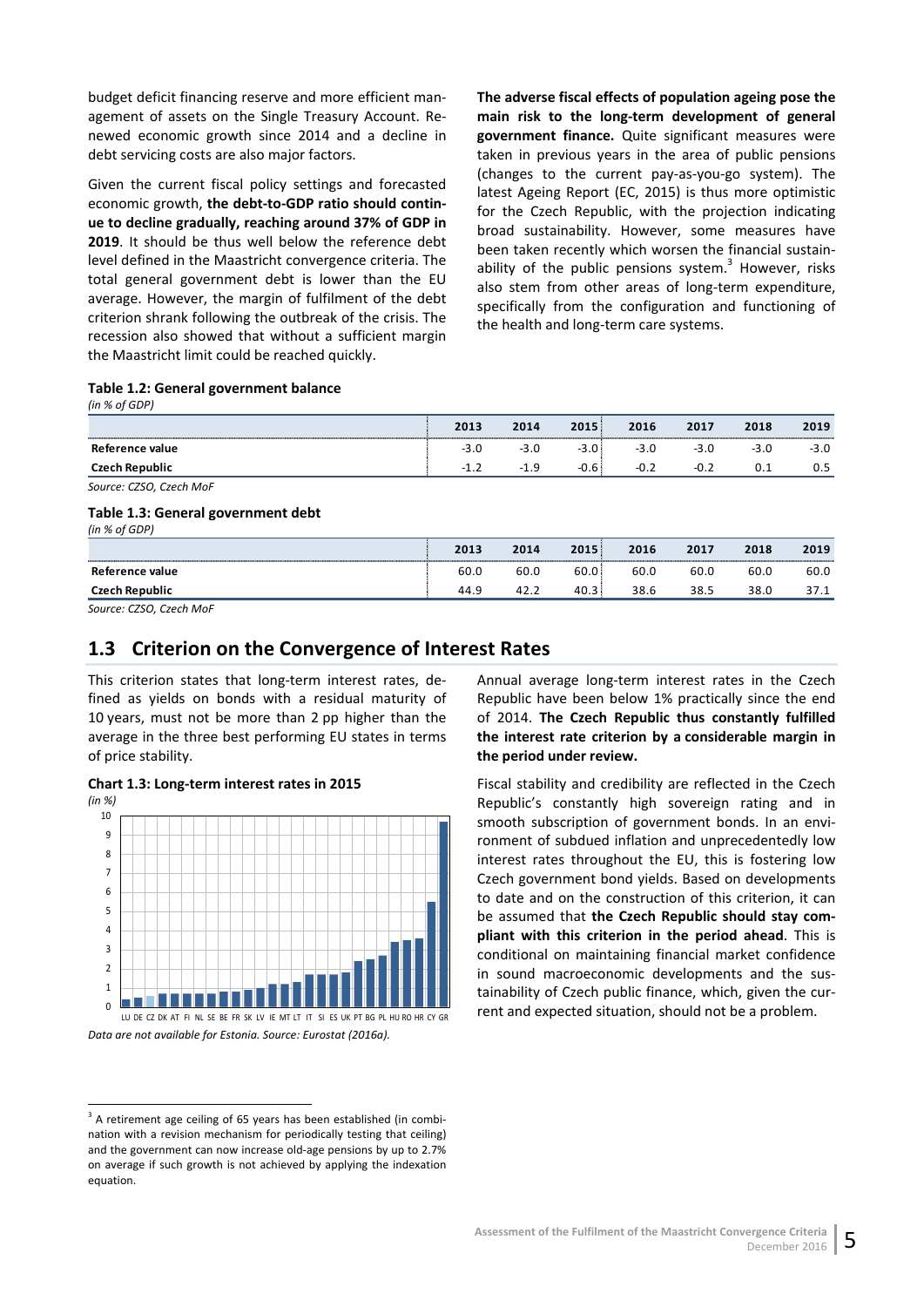budget deficit financing reserve and more efficient management of assets on the Single Treasury Account. Renewed economic growth since 2014 and a decline in debt servicing costs are also major factors.

Given the current fiscal policy settings and forecasted economic growth, **the debt-to-GDP ratio should continue to decline gradually, reaching around 37% of GDP in 2019**. It should be thus well below the reference debt level defined in the Maastricht convergence criteria. The total general government debt is lower than the EU average. However, the margin of fulfilment of the debt criterion shrank following the outbreak of the crisis. The recession also showed that without a sufficient margin the Maastricht limit could be reached quickly.

**The adverse fiscal effects of population ageing pose the main risk to the long-term development of general government finance.** Quite significant measures were taken in previous years in the area of public pensions (changes to the current pay-as-you-go system). The latest Ageing Report (EC, 2015) is thus more optimistic for the Czech Republic, with the projection indicating broad sustainability. However, some measures have been taken recently which worsen the financial sustainability of the public pensions system.[3] However, risks also stem from other areas of long-term expenditure, specifically from the configuration and functioning of the health and long-term care systems.

**Table 1.2: General government balance**

*(in % of GDP)*

| | 2013 | 2014 | 2015 | 2016 | 2017 | 2018 | 2019 |
|---|---|---|---|---|---|---|---|
| **Reference value** | -3.0 | -3.0 | -3.0 | -3.0 | -3.0 | -3.0 | -3.0 |
| **Czech Republic** | -1.2 | -1.9 | -0.6 | -0.2 | -0.2 | 0.1 | 0.5 |

*Source: CZSO, Czech MoF*

**Table 1.3: General government debt**

*(in % of GDP)*

| | 2013 | 2014 | 2015 | 2016 | 2017 | 2018 | 2019 |
|---|---|---|---|---|---|---|---|
| **Reference value** | 60.0 | 60.0 | 60.0 | 60.0 | 60.0 | 60.0 | 60.0 |
| **Czech Republic** | 44.9 | 42.2 | 40.3 | 38.6 | 38.5 | 38.0 | 37.1 |

*Source: CZSO, Czech MoF*

## 1.3 Criterion on the Convergence of Interest Rates

This criterion states that long-term interest rates, defined as yields on bonds with a residual maturity of 10 years, must not be more than 2 pp higher than the average in the three best performing EU states in terms of price stability.

**Chart 1.3: Long-term interest rates in 2015**

*(in %)*

*Data are not available for Estonia. Source: Eurostat (2016a).*

Annual average long-term interest rates in the Czech Republic have been below 1% practically since the end of 2014. **The Czech Republic thus constantly fulfilled the interest rate criterion by a considerable margin in the period under review.**

Fiscal stability and credibility are reflected in the Czech Republic's constantly high sovereign rating and in smooth subscription of government bonds. In an environment of subdued inflation and unprecedentedly low interest rates throughout the EU, this is fostering low Czech government bond yields. Based on developments to date and on the construction of this criterion, it can be assumed that **the Czech Republic should stay compliant with this criterion in the period ahead**. This is conditional on maintaining financial market confidence in sound macroeconomic developments and the sustainability of Czech public finance, which, given the current and expected situation, should not be a problem.

[3] A retirement age ceiling of 65 years has been established (in combination with a revision mechanism for periodically testing that ceiling) and the government can now increase old-age pensions by up to 2.7% on average if such growth is not achieved by applying the indexation equation.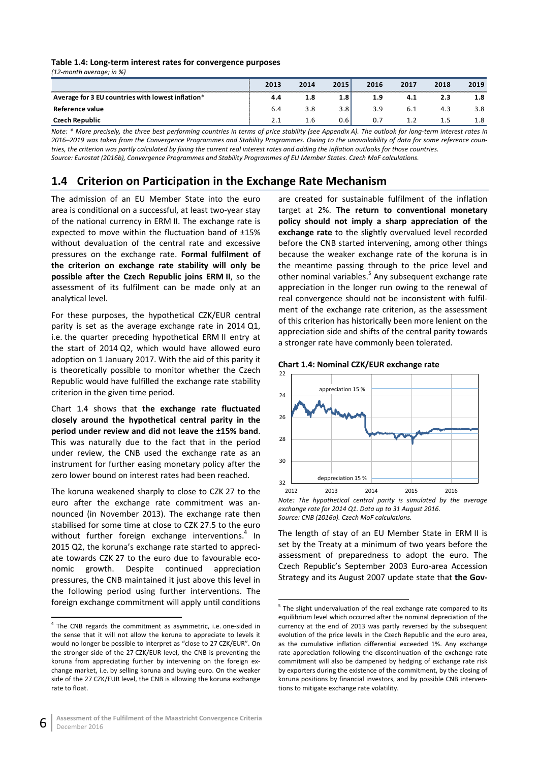**Table 1.4: Long-term interest rates for convergence purposes**

*(12-month average; in %)*

| | 2013 | 2014 | 2015 | 2016 | 2017 | 2018 | 2019 |
|---|---|---|---|---|---|---|---|
| **Average for 3 EU countries with lowest inflation*** | **4.4** | **1.8** | **1.8** | **1.9** | **4.1** | **2.3** | **1.8** |
| **Reference value** | 6.4 | 3.8 | 3.8 | 3.9 | 6.1 | 4.3 | 3.8 |
| **Czech Republic** | 2.1 | 1.6 | 0.6 | 0.7 | 1.2 | 1.5 | 1.8 |

*Note: * More precisely, the three best performing countries in terms of price stability (see Appendix A). The outlook for long-term interest rates in 2016–2019 was taken from the Convergence Programmes and Stability Programmes. Owing to the unavailability of data for some reference countries, the criterion was partly calculated by fixing the current real interest rates and adding the inflation outlooks for those countries.*
*Source: Eurostat (2016b), Convergence Programmes and Stability Programmes of EU Member States. Czech MoF calculations.*

## 1.4 Criterion on Participation in the Exchange Rate Mechanism

The admission of an EU Member State into the euro area is conditional on a successful, at least two-year stay of the national currency in ERM II. The exchange rate is expected to move within the fluctuation band of ±15% without devaluation of the central rate and excessive pressures on the exchange rate. **Formal fulfilment of the criterion on exchange rate stability will only be possible after the Czech Republic joins ERM II**, so the assessment of its fulfilment can be made only at an analytical level.

For these purposes, the hypothetical CZK/EUR central parity is set as the average exchange rate in 2014 Q1, i.e. the quarter preceding hypothetical ERM II entry at the start of 2014 Q2, which would have allowed euro adoption on 1 January 2017. With the aid of this parity it is theoretically possible to monitor whether the Czech Republic would have fulfilled the exchange rate stability criterion in the given time period.

Chart 1.4 shows that **the exchange rate fluctuated closely around the hypothetical central parity in the period under review and did not leave the ±15% band**. This was naturally due to the fact that in the period under review, the CNB used the exchange rate as an instrument for further easing monetary policy after the zero lower bound on interest rates had been reached.

The koruna weakened sharply to close to CZK 27 to the euro after the exchange rate commitment was announced (in November 2013). The exchange rate then stabilised for some time at close to CZK 27.5 to the euro without further foreign exchange interventions.[4] In 2015 Q2, the koruna's exchange rate started to appreciate towards CZK 27 to the euro due to favourable economic growth. Despite continued appreciation pressures, the CNB maintained it just above this level in the following period using further interventions. The foreign exchange commitment will apply until conditions are created for sustainable fulfilment of the inflation target at 2%. **The return to conventional monetary policy should not imply a sharp appreciation of the exchange rate** to the slightly overvalued level recorded before the CNB started intervening, among other things because the weaker exchange rate of the koruna is in the meantime passing through to the price level and other nominal variables.[5] Any subsequent exchange rate appreciation in the longer run owing to the renewal of real convergence should not be inconsistent with fulfilment of the exchange rate criterion, as the assessment of this criterion has historically been more lenient on the appreciation side and shifts of the central parity towards a stronger rate have commonly been tolerated.

**Chart 1.4: Nominal CZK/EUR exchange rate**

*Note: The hypothetical central parity is simulated by the average exchange rate for 2014 Q1. Data up to 31 August 2016.*
*Source: CNB (2016a). Czech MoF calculations.*

The length of stay of an EU Member State in ERM II is set by the Treaty at a minimum of two years before the assessment of preparedness to adopt the euro. The Czech Republic's September 2003 Euro-area Accession Strategy and its August 2007 update state that **the Gov-**

---

[4] The CNB regards the commitment as asymmetric, i.e. one-sided in the sense that it will not allow the koruna to appreciate to levels it would no longer be possible to interpret as "close to 27 CZK/EUR". On the stronger side of the 27 CZK/EUR level, the CNB is preventing the koruna from appreciating further by intervening on the foreign exchange market, i.e. by selling koruna and buying euro. On the weaker side of the 27 CZK/EUR level, the CNB is allowing the koruna exchange rate to float.

[5] The slight undervaluation of the real exchange rate compared to its equilibrium level which occurred after the nominal depreciation of the currency at the end of 2013 was partly reversed by the subsequent evolution of the price levels in the Czech Republic and the euro area, as the cumulative inflation differential exceeded 1%. Any exchange rate appreciation following the discontinuation of the exchange rate commitment will also be dampened by hedging of exchange rate risk by exporters during the existence of the commitment, by the closing of koruna positions by financial investors, and by possible CNB interventions to mitigate exchange rate volatility.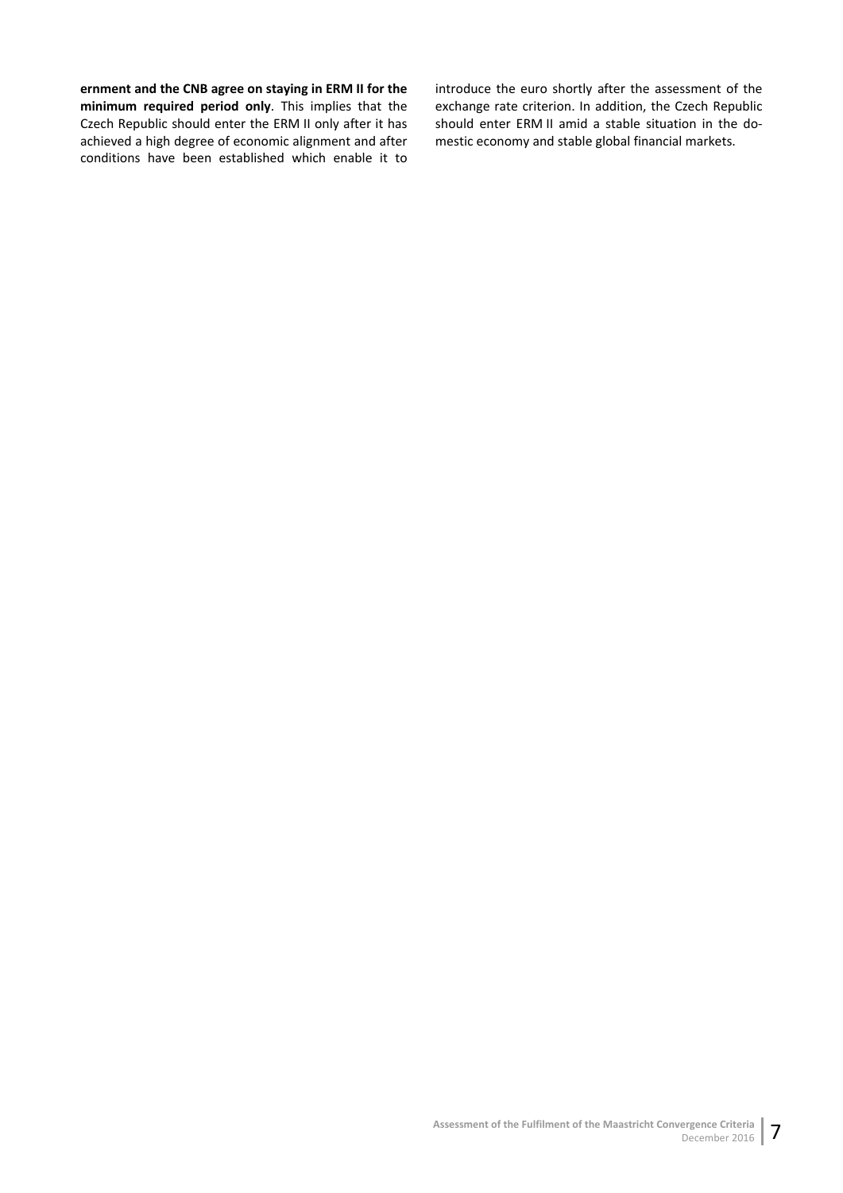**ernment and the CNB agree on staying in ERM II for the minimum required period only**. This implies that the Czech Republic should enter the ERM II only after it has achieved a high degree of economic alignment and after conditions have been established which enable it to introduce the euro shortly after the assessment of the exchange rate criterion. In addition, the Czech Republic should enter ERM II amid a stable situation in the domestic economy and stable global financial markets.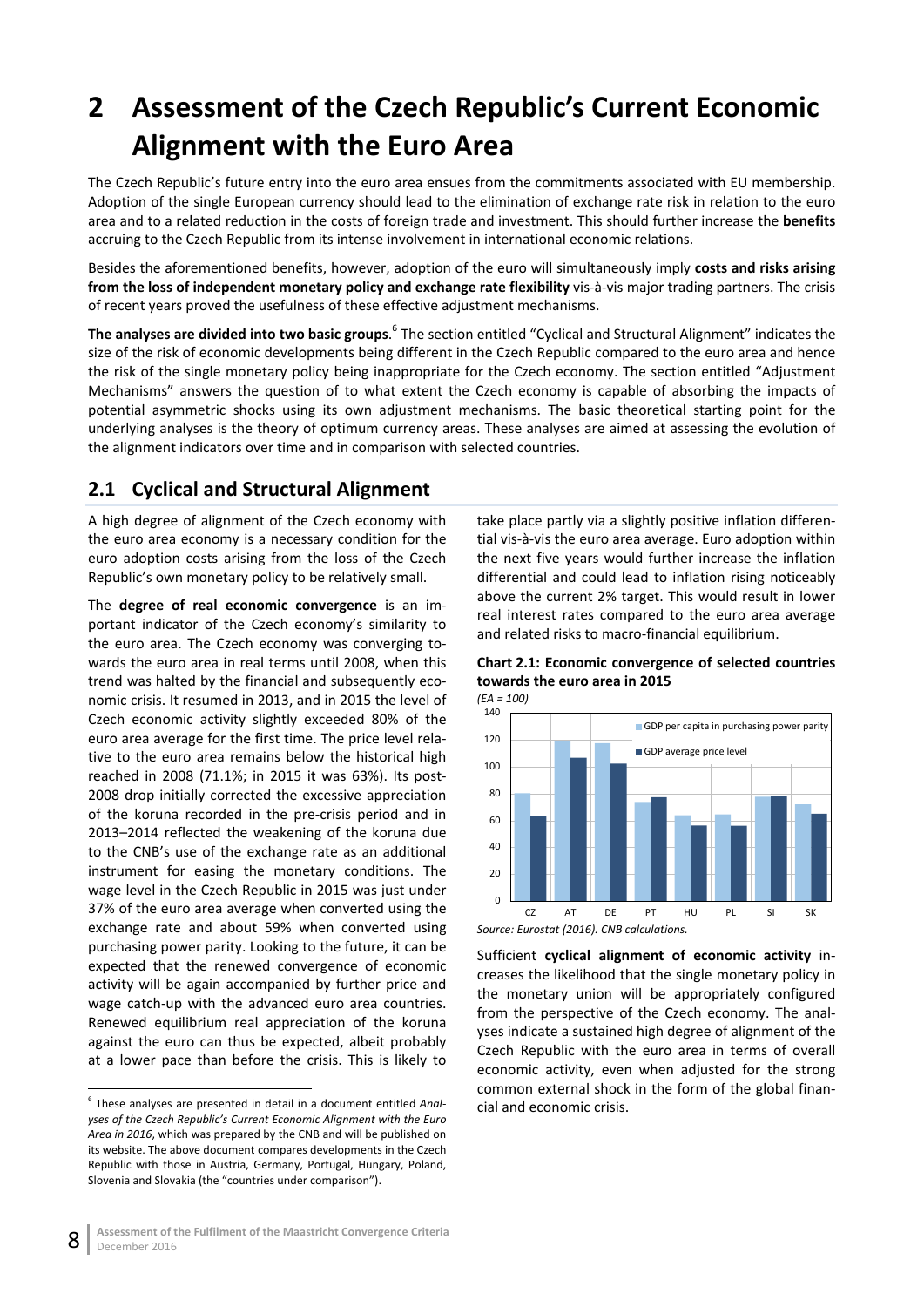# 2 Assessment of the Czech Republic's Current Economic Alignment with the Euro Area

The Czech Republic's future entry into the euro area ensues from the commitments associated with EU membership. Adoption of the single European currency should lead to the elimination of exchange rate risk in relation to the euro area and to a related reduction in the costs of foreign trade and investment. This should further increase the **benefits** accruing to the Czech Republic from its intense involvement in international economic relations.

Besides the aforementioned benefits, however, adoption of the euro will simultaneously imply **costs and risks arising from the loss of independent monetary policy and exchange rate flexibility** vis-à-vis major trading partners. The crisis of recent years proved the usefulness of these effective adjustment mechanisms.

**The analyses are divided into two basic groups**.[6] The section entitled "Cyclical and Structural Alignment" indicates the size of the risk of economic developments being different in the Czech Republic compared to the euro area and hence the risk of the single monetary policy being inappropriate for the Czech economy. The section entitled "Adjustment Mechanisms" answers the question of to what extent the Czech economy is capable of absorbing the impacts of potential asymmetric shocks using its own adjustment mechanisms. The basic theoretical starting point for the underlying analyses is the theory of optimum currency areas. These analyses are aimed at assessing the evolution of the alignment indicators over time and in comparison with selected countries.

## 2.1 Cyclical and Structural Alignment

A high degree of alignment of the Czech economy with the euro area economy is a necessary condition for the euro adoption costs arising from the loss of the Czech Republic's own monetary policy to be relatively small.

The **degree of real economic convergence** is an important indicator of the Czech economy's similarity to the euro area. The Czech economy was converging towards the euro area in real terms until 2008, when this trend was halted by the financial and subsequently economic crisis. It resumed in 2013, and in 2015 the level of Czech economic activity slightly exceeded 80% of the euro area average for the first time. The price level relative to the euro area remains below the historical high reached in 2008 (71.1%; in 2015 it was 63%). Its post-2008 drop initially corrected the excessive appreciation of the koruna recorded in the pre-crisis period and in 2013–2014 reflected the weakening of the koruna due to the CNB's use of the exchange rate as an additional instrument for easing the monetary conditions. The wage level in the Czech Republic in 2015 was just under 37% of the euro area average when converted using the exchange rate and about 59% when converted using purchasing power parity. Looking to the future, it can be expected that the renewed convergence of economic activity will be again accompanied by further price and wage catch-up with the advanced euro area countries. Renewed equilibrium real appreciation of the koruna against the euro can thus be expected, albeit probably at a lower pace than before the crisis. This is likely to take place partly via a slightly positive inflation differential vis-à-vis the euro area average. Euro adoption within the next five years would further increase the inflation differential and could lead to inflation rising noticeably above the current 2% target. This would result in lower real interest rates compared to the euro area average and related risks to macro-financial equilibrium.

**Chart 2.1: Economic convergence of selected countries towards the euro area in 2015**

*(EA = 100)*

| | CZ | AT | DE | PT | HU | PL | SI | SK |
|---|---|---|---|---|---|---|---|---|
| GDP per capita in purchasing power parity | 80 | 120 | 118 | 73 | 64 | 65 | 78 | 72 |
| GDP average price level | 63 | 107 | 103 | 77 | 56 | 56 | 78 | 65 |

*Source: Eurostat (2016). CNB calculations.*

Sufficient **cyclical alignment of economic activity** increases the likelihood that the single monetary policy in the monetary union will be appropriately configured from the perspective of the Czech economy. The analyses indicate a sustained high degree of alignment of the Czech Republic with the euro area in terms of overall economic activity, even when adjusted for the strong common external shock in the form of the global financial and economic crisis.

[6] These analyses are presented in detail in a document entitled *Analyses of the Czech Republic's Current Economic Alignment with the Euro Area in 2016*, which was prepared by the CNB and will be published on its website. The above document compares developments in the Czech Republic with those in Austria, Germany, Portugal, Hungary, Poland, Slovenia and Slovakia (the "countries under comparison").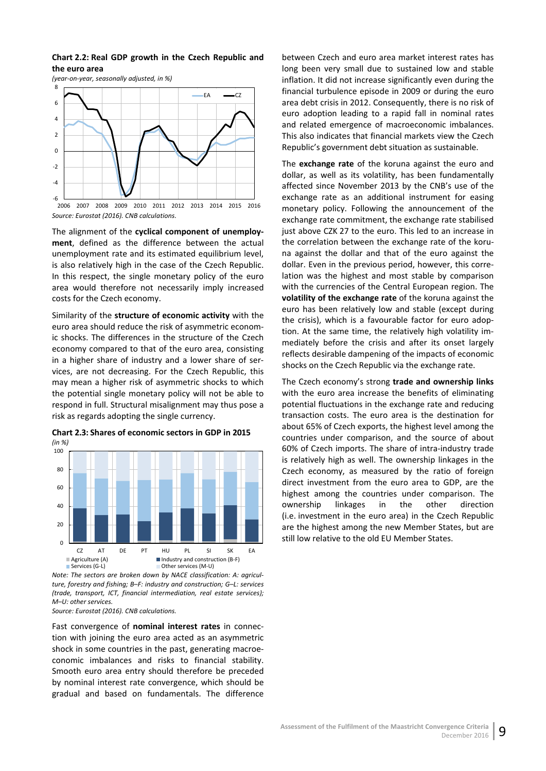**Chart 2.2: Real GDP growth in the Czech Republic and the euro area**

*(year-on-year, seasonally adjusted, in %)*

*Source: Eurostat (2016). CNB calculations.*

The alignment of the **cyclical component of unemployment**, defined as the difference between the actual unemployment rate and its estimated equilibrium level, is also relatively high in the case of the Czech Republic. In this respect, the single monetary policy of the euro area would therefore not necessarily imply increased costs for the Czech economy.

Similarity of the **structure of economic activity** with the euro area should reduce the risk of asymmetric economic shocks. The differences in the structure of the Czech economy compared to that of the euro area, consisting in a higher share of industry and a lower share of services, are not decreasing. For the Czech Republic, this may mean a higher risk of asymmetric shocks to which the potential single monetary policy will not be able to respond in full. Structural misalignment may thus pose a risk as regards adopting the single currency.

**Chart 2.3: Shares of economic sectors in GDP in 2015**

*(in %)*

*Note: The sectors are broken down by NACE classification: A: agriculture, forestry and fishing; B–F: industry and construction; G–L: services (trade, transport, ICT, financial intermediation, real estate services); M–U: other services.*

*Source: Eurostat (2016). CNB calculations.*

Fast convergence of **nominal interest rates** in connection with joining the euro area acted as an asymmetric shock in some countries in the past, generating macroeconomic imbalances and risks to financial stability. Smooth euro area entry should therefore be preceded by nominal interest rate convergence, which should be gradual and based on fundamentals. The difference between Czech and euro area market interest rates has long been very small due to sustained low and stable inflation. It did not increase significantly even during the financial turbulence episode in 2009 or during the euro area debt crisis in 2012. Consequently, there is no risk of euro adoption leading to a rapid fall in nominal rates and related emergence of macroeconomic imbalances. This also indicates that financial markets view the Czech Republic's government debt situation as sustainable.

The **exchange rate** of the koruna against the euro and dollar, as well as its volatility, has been fundamentally affected since November 2013 by the CNB's use of the exchange rate as an additional instrument for easing monetary policy. Following the announcement of the exchange rate commitment, the exchange rate stabilised just above CZK 27 to the euro. This led to an increase in the correlation between the exchange rate of the koruna against the dollar and that of the euro against the dollar. Even in the previous period, however, this correlation was the highest and most stable by comparison with the currencies of the Central European region. The **volatility of the exchange rate** of the koruna against the euro has been relatively low and stable (except during the crisis), which is a favourable factor for euro adoption. At the same time, the relatively high volatility immediately before the crisis and after its onset largely reflects desirable dampening of the impacts of economic shocks on the Czech Republic via the exchange rate.

The Czech economy's strong **trade and ownership links** with the euro area increase the benefits of eliminating potential fluctuations in the exchange rate and reducing transaction costs. The euro area is the destination for about 65% of Czech exports, the highest level among the countries under comparison, and the source of about 60% of Czech imports. The share of intra-industry trade is relatively high as well. The ownership linkages in the Czech economy, as measured by the ratio of foreign direct investment from the euro area to GDP, are the highest among the countries under comparison. The ownership linkages in the other direction (i.e. investment in the euro area) in the Czech Republic are the highest among the new Member States, but are still low relative to the old EU Member States.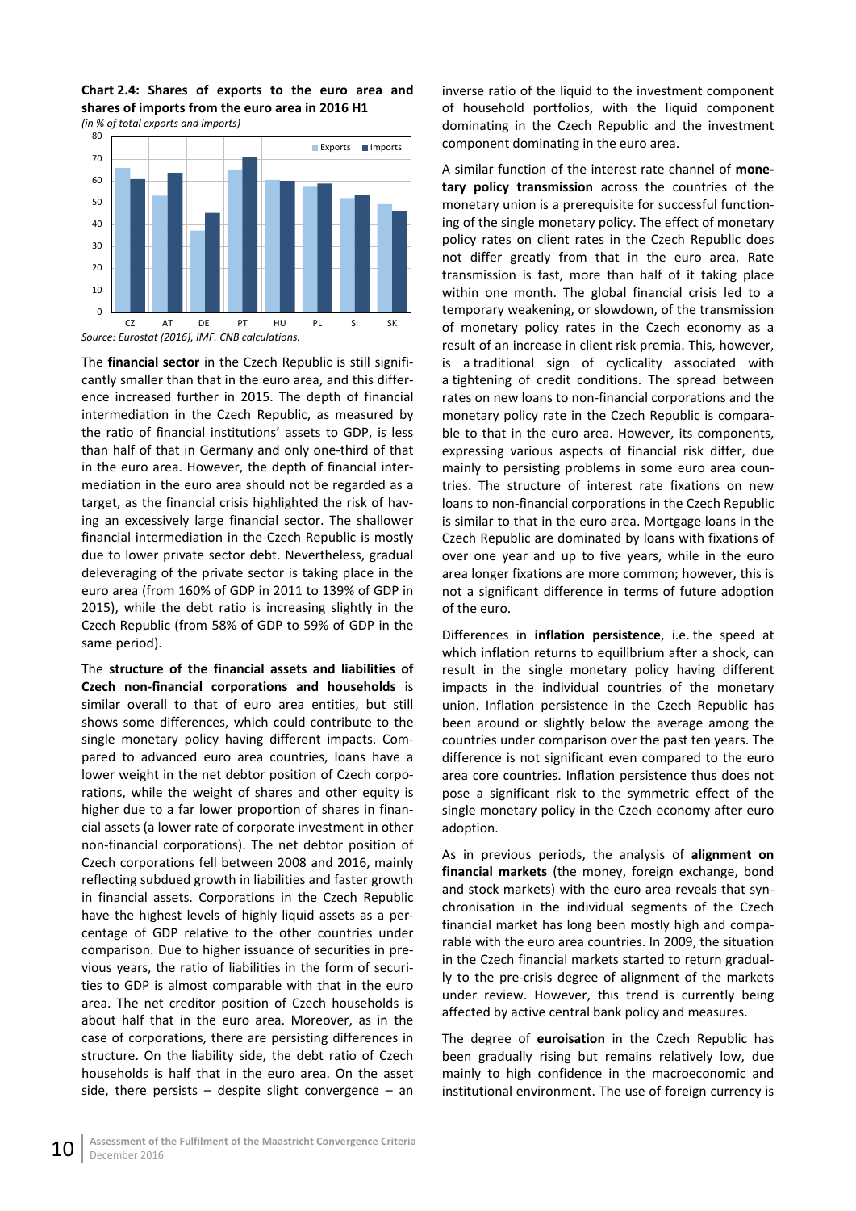**Chart 2.4: Shares of exports to the euro area and shares of imports from the euro area in 2016 H1**

*(in % of total exports and imports)*

*Source: Eurostat (2016), IMF. CNB calculations.*

The **financial sector** in the Czech Republic is still significantly smaller than that in the euro area, and this difference increased further in 2015. The depth of financial intermediation in the Czech Republic, as measured by the ratio of financial institutions' assets to GDP, is less than half of that in Germany and only one-third of that in the euro area. However, the depth of financial intermediation in the euro area should not be regarded as a target, as the financial crisis highlighted the risk of having an excessively large financial sector. The shallower financial intermediation in the Czech Republic is mostly due to lower private sector debt. Nevertheless, gradual deleveraging of the private sector is taking place in the euro area (from 160% of GDP in 2011 to 139% of GDP in 2015), while the debt ratio is increasing slightly in the Czech Republic (from 58% of GDP to 59% of GDP in the same period).

The **structure of the financial assets and liabilities of Czech non-financial corporations and households** is similar overall to that of euro area entities, but still shows some differences, which could contribute to the single monetary policy having different impacts. Compared to advanced euro area countries, loans have a lower weight in the net debtor position of Czech corporations, while the weight of shares and other equity is higher due to a far lower proportion of shares in financial assets (a lower rate of corporate investment in other non-financial corporations). The net debtor position of Czech corporations fell between 2008 and 2016, mainly reflecting subdued growth in liabilities and faster growth in financial assets. Corporations in the Czech Republic have the highest levels of highly liquid assets as a percentage of GDP relative to the other countries under comparison. Due to higher issuance of securities in previous years, the ratio of liabilities in the form of securities to GDP is almost comparable with that in the euro area. The net creditor position of Czech households is about half that in the euro area. Moreover, as in the case of corporations, there are persisting differences in structure. On the liability side, the debt ratio of Czech households is half that in the euro area. On the asset side, there persists – despite slight convergence – an inverse ratio of the liquid to the investment component of household portfolios, with the liquid component dominating in the Czech Republic and the investment component dominating in the euro area.

A similar function of the interest rate channel of **monetary policy transmission** across the countries of the monetary union is a prerequisite for successful functioning of the single monetary policy. The effect of monetary policy rates on client rates in the Czech Republic does not differ greatly from that in the euro area. Rate transmission is fast, more than half of it taking place within one month. The global financial crisis led to a temporary weakening, or slowdown, of the transmission of monetary policy rates in the Czech economy as a result of an increase in client risk premia. This, however, is a traditional sign of cyclicality associated with a tightening of credit conditions. The spread between rates on new loans to non-financial corporations and the monetary policy rate in the Czech Republic is comparable to that in the euro area. However, its components, expressing various aspects of financial risk differ, due mainly to persisting problems in some euro area countries. The structure of interest rate fixations on new loans to non-financial corporations in the Czech Republic is similar to that in the euro area. Mortgage loans in the Czech Republic are dominated by loans with fixations of over one year and up to five years, while in the euro area longer fixations are more common; however, this is not a significant difference in terms of future adoption of the euro.

Differences in **inflation persistence**, i.e. the speed at which inflation returns to equilibrium after a shock, can result in the single monetary policy having different impacts in the individual countries of the monetary union. Inflation persistence in the Czech Republic has been around or slightly below the average among the countries under comparison over the past ten years. The difference is not significant even compared to the euro area core countries. Inflation persistence thus does not pose a significant risk to the symmetric effect of the single monetary policy in the Czech economy after euro adoption.

As in previous periods, the analysis of **alignment on financial markets** (the money, foreign exchange, bond and stock markets) with the euro area reveals that synchronisation in the individual segments of the Czech financial market has long been mostly high and comparable with the euro area countries. In 2009, the situation in the Czech financial markets started to return gradually to the pre-crisis degree of alignment of the markets under review. However, this trend is currently being affected by active central bank policy and measures.

The degree of **euroisation** in the Czech Republic has been gradually rising but remains relatively low, due mainly to high confidence in the macroeconomic and institutional environment. The use of foreign currency is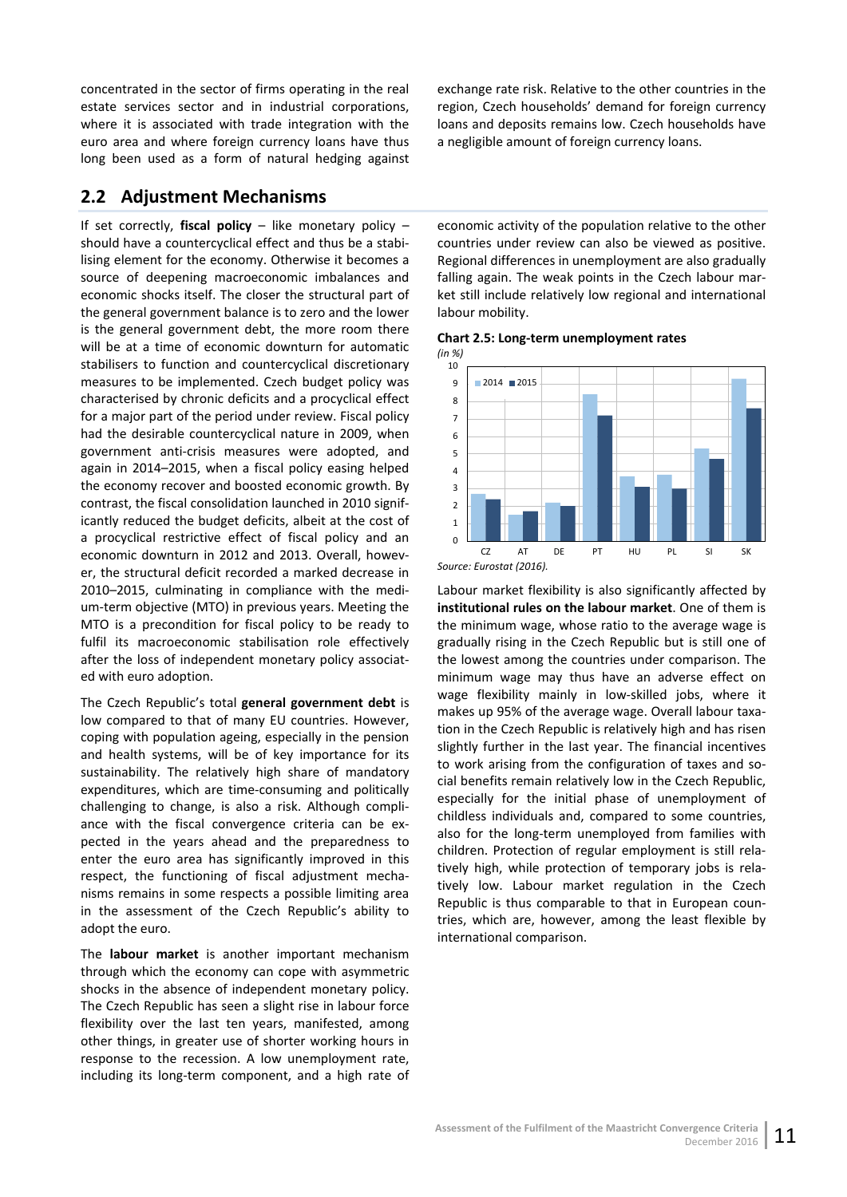concentrated in the sector of firms operating in the real estate services sector and in industrial corporations, where it is associated with trade integration with the euro area and where foreign currency loans have thus long been used as a form of natural hedging against exchange rate risk. Relative to the other countries in the region, Czech households' demand for foreign currency loans and deposits remains low. Czech households have a negligible amount of foreign currency loans.

## 2.2 Adjustment Mechanisms

If set correctly, **fiscal policy** – like monetary policy – should have a countercyclical effect and thus be a stabilising element for the economy. Otherwise it becomes a source of deepening macroeconomic imbalances and economic shocks itself. The closer the structural part of the general government balance is to zero and the lower is the general government debt, the more room there will be at a time of economic downturn for automatic stabilisers to function and countercyclical discretionary measures to be implemented. Czech budget policy was characterised by chronic deficits and a procyclical effect for a major part of the period under review. Fiscal policy had the desirable countercyclical nature in 2009, when government anti-crisis measures were adopted, and again in 2014–2015, when a fiscal policy easing helped the economy recover and boosted economic growth. By contrast, the fiscal consolidation launched in 2010 significantly reduced the budget deficits, albeit at the cost of a procyclical restrictive effect of fiscal policy and an economic downturn in 2012 and 2013. Overall, however, the structural deficit recorded a marked decrease in 2010–2015, culminating in compliance with the medium-term objective (MTO) in previous years. Meeting the MTO is a precondition for fiscal policy to be ready to fulfil its macroeconomic stabilisation role effectively after the loss of independent monetary policy associated with euro adoption.

The Czech Republic's total **general government debt** is low compared to that of many EU countries. However, coping with population ageing, especially in the pension and health systems, will be of key importance for its sustainability. The relatively high share of mandatory expenditures, which are time-consuming and politically challenging to change, is also a risk. Although compliance with the fiscal convergence criteria can be expected in the years ahead and the preparedness to enter the euro area has significantly improved in this respect, the functioning of fiscal adjustment mechanisms remains in some respects a possible limiting area in the assessment of the Czech Republic's ability to adopt the euro.

The **labour market** is another important mechanism through which the economy can cope with asymmetric shocks in the absence of independent monetary policy. The Czech Republic has seen a slight rise in labour force flexibility over the last ten years, manifested, among other things, in greater use of shorter working hours in response to the recession. A low unemployment rate, including its long-term component, and a high rate of economic activity of the population relative to the other countries under review can also be viewed as positive. Regional differences in unemployment are also gradually falling again. The weak points in the Czech labour market still include relatively low regional and international labour mobility.

**Chart 2.5: Long-term unemployment rates**
*(in %)*

| | 2014 | 2015 |
|---|---|---|
| CZ | 2.7 | 2.4 |
| AT | 1.5 | 1.7 |
| DE | 2.2 | 2.0 |
| PT | 8.4 | 7.2 |
| HU | 3.7 | 3.1 |
| PL | 3.8 | 3.0 |
| SI | 5.3 | 4.7 |
| SK | 9.3 | 7.6 |

*Source: Eurostat (2016).*

Labour market flexibility is also significantly affected by **institutional rules on the labour market**. One of them is the minimum wage, whose ratio to the average wage is gradually rising in the Czech Republic but is still one of the lowest among the countries under comparison. The minimum wage may thus have an adverse effect on wage flexibility mainly in low-skilled jobs, where it makes up 95% of the average wage. Overall labour taxation in the Czech Republic is relatively high and has risen slightly further in the last year. The financial incentives to work arising from the configuration of taxes and social benefits remain relatively low in the Czech Republic, especially for the initial phase of unemployment of childless individuals and, compared to some countries, also for the long-term unemployed from families with children. Protection of regular employment is still relatively high, while protection of temporary jobs is relatively low. Labour market regulation in the Czech Republic is thus comparable to that in European countries, which are, however, among the least flexible by international comparison.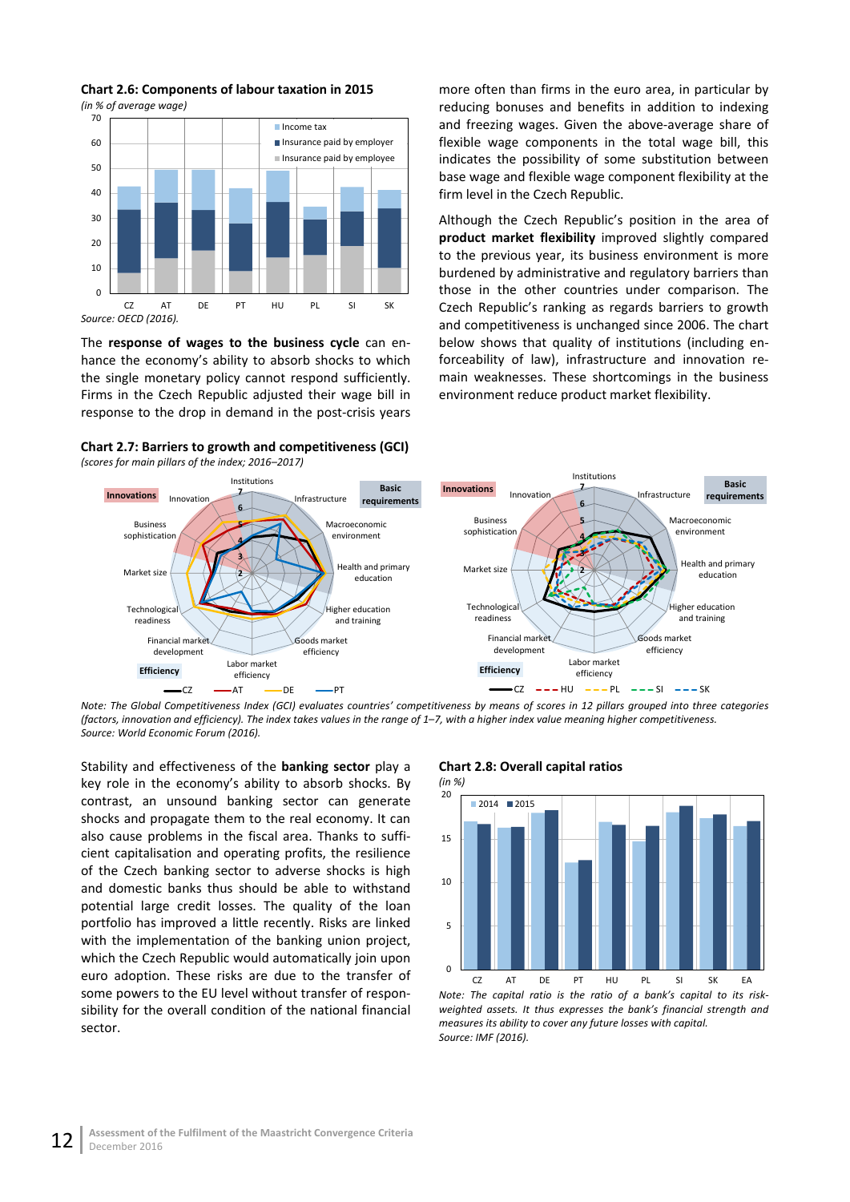**Chart 2.6: Components of labour taxation in 2015**

*(in % of average wage)*

Source: OECD (2016).

The **response of wages to the business cycle** can enhance the economy's ability to absorb shocks to which the single monetary policy cannot respond sufficiently. Firms in the Czech Republic adjusted their wage bill in response to the drop in demand in the post-crisis years more often than firms in the euro area, in particular by reducing bonuses and benefits in addition to indexing and freezing wages. Given the above-average share of flexible wage components in the total wage bill, this indicates the possibility of some substitution between base wage and flexible wage component flexibility at the firm level in the Czech Republic.

Although the Czech Republic's position in the area of **product market flexibility** improved slightly compared to the previous year, its business environment is more burdened by administrative and regulatory barriers than those in the other countries under comparison. The Czech Republic's ranking as regards barriers to growth and competitiveness is unchanged since 2006. The chart below shows that quality of institutions (including enforceability of law), infrastructure and innovation remain weaknesses. These shortcomings in the business environment reduce product market flexibility.

**Chart 2.7: Barriers to growth and competitiveness (GCI)**

*(scores for main pillars of the index; 2016–2017)*

*Note: The Global Competitiveness Index (GCI) evaluates countries' competitiveness by means of scores in 12 pillars grouped into three categories (factors, innovation and efficiency). The index takes values in the range of 1–7, with a higher index value meaning higher competitiveness.*

*Source: World Economic Forum (2016).*

Stability and effectiveness of the **banking sector** play a key role in the economy's ability to absorb shocks. By contrast, an unsound banking sector can generate shocks and propagate them to the real economy. It can also cause problems in the fiscal area. Thanks to sufficient capitalisation and operating profits, the resilience of the Czech banking sector to adverse shocks is high and domestic banks thus should be able to withstand potential large credit losses. The quality of the loan portfolio has improved a little recently. Risks are linked with the implementation of the banking union project, which the Czech Republic would automatically join upon euro adoption. These risks are due to the transfer of some powers to the EU level without transfer of responsibility for the overall condition of the national financial sector.

**Chart 2.8: Overall capital ratios**

*(in %)*

*Note: The capital ratio is the ratio of a bank's capital to its risk-weighted assets. It thus expresses the bank's financial strength and measures its ability to cover any future losses with capital.*

*Source: IMF (2016).*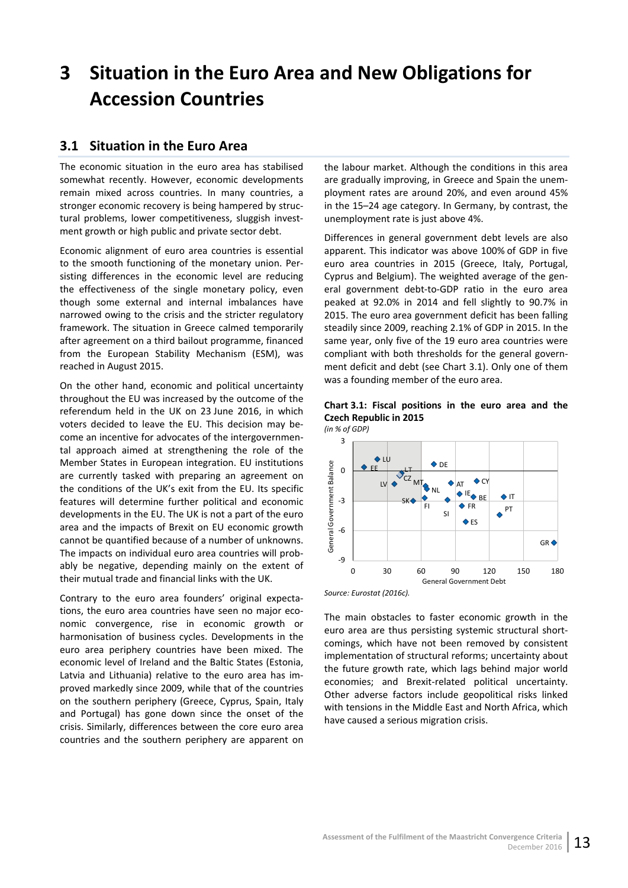# 3 Situation in the Euro Area and New Obligations for Accession Countries

## 3.1 Situation in the Euro Area

The economic situation in the euro area has stabilised somewhat recently. However, economic developments remain mixed across countries. In many countries, a stronger economic recovery is being hampered by structural problems, lower competitiveness, sluggish investment growth or high public and private sector debt.

Economic alignment of euro area countries is essential to the smooth functioning of the monetary union. Persisting differences in the economic level are reducing the effectiveness of the single monetary policy, even though some external and internal imbalances have narrowed owing to the crisis and the stricter regulatory framework. The situation in Greece calmed temporarily after agreement on a third bailout programme, financed from the European Stability Mechanism (ESM), was reached in August 2015.

On the other hand, economic and political uncertainty throughout the EU was increased by the outcome of the referendum held in the UK on 23 June 2016, in which voters decided to leave the EU. This decision may become an incentive for advocates of the intergovernmental approach aimed at strengthening the role of the Member States in European integration. EU institutions are currently tasked with preparing an agreement on the conditions of the UK's exit from the EU. Its specific features will determine further political and economic developments in the EU. The UK is not a part of the euro area and the impacts of Brexit on EU economic growth cannot be quantified because of a number of unknowns. The impacts on individual euro area countries will probably be negative, depending mainly on the extent of their mutual trade and financial links with the UK.

Contrary to the euro area founders' original expectations, the euro area countries have seen no major economic convergence, rise in economic growth or harmonisation of business cycles. Developments in the euro area periphery countries have been mixed. The economic level of Ireland and the Baltic States (Estonia, Latvia and Lithuania) relative to the euro area has improved markedly since 2009, while that of the countries on the southern periphery (Greece, Cyprus, Spain, Italy and Portugal) has gone down since the onset of the crisis. Similarly, differences between the core euro area countries and the southern periphery are apparent on the labour market. Although the conditions in this area are gradually improving, in Greece and Spain the unemployment rates are around 20%, and even around 45% in the 15–24 age category. In Germany, by contrast, the unemployment rate is just above 4%.

Differences in general government debt levels are also apparent. This indicator was above 100% of GDP in five euro area countries in 2015 (Greece, Italy, Portugal, Cyprus and Belgium). The weighted average of the general government debt-to-GDP ratio in the euro area peaked at 92.0% in 2014 and fell slightly to 90.7% in 2015. The euro area government deficit has been falling steadily since 2009, reaching 2.1% of GDP in 2015. In the same year, only five of the 19 euro area countries were compliant with both thresholds for the general government deficit and debt (see Chart 3.1). Only one of them was a founding member of the euro area.

**Chart 3.1: Fiscal positions in the euro area and the Czech Republic in 2015**
*(in % of GDP)*

*Source: Eurostat (2016c).*

The main obstacles to faster economic growth in the euro area are thus persisting systemic structural shortcomings, which have not been removed by consistent implementation of structural reforms; uncertainty about the future growth rate, which lags behind major world economies; and Brexit-related political uncertainty. Other adverse factors include geopolitical risks linked with tensions in the Middle East and North Africa, which have caused a serious migration crisis.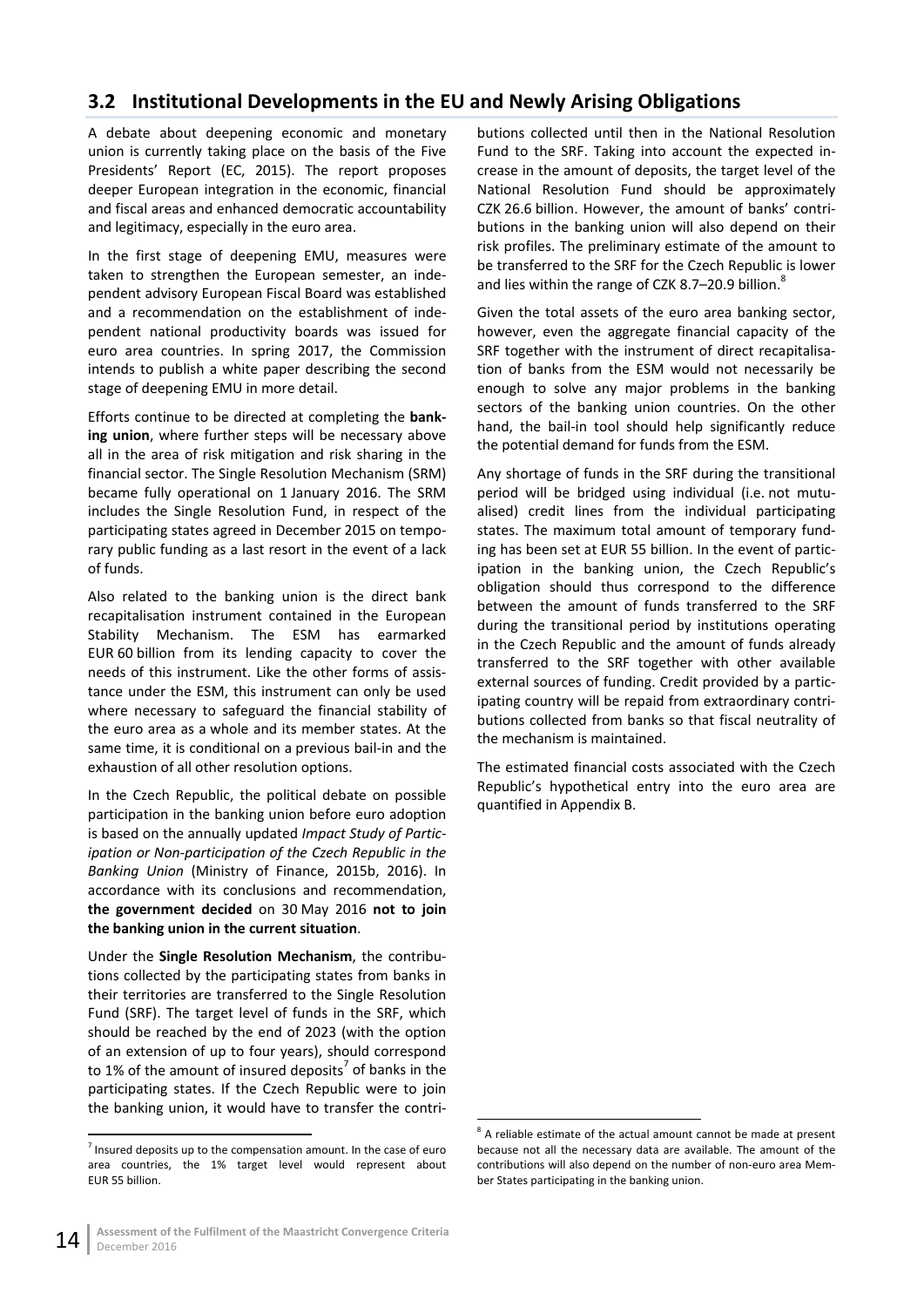## 3.2 Institutional Developments in the EU and Newly Arising Obligations

A debate about deepening economic and monetary union is currently taking place on the basis of the Five Presidents' Report (EC, 2015). The report proposes deeper European integration in the economic, financial and fiscal areas and enhanced democratic accountability and legitimacy, especially in the euro area.

In the first stage of deepening EMU, measures were taken to strengthen the European semester, an independent advisory European Fiscal Board was established and a recommendation on the establishment of independent national productivity boards was issued for euro area countries. In spring 2017, the Commission intends to publish a white paper describing the second stage of deepening EMU in more detail.

Efforts continue to be directed at completing the **banking union**, where further steps will be necessary above all in the area of risk mitigation and risk sharing in the financial sector. The Single Resolution Mechanism (SRM) became fully operational on 1 January 2016. The SRM includes the Single Resolution Fund, in respect of the participating states agreed in December 2015 on temporary public funding as a last resort in the event of a lack of funds.

Also related to the banking union is the direct bank recapitalisation instrument contained in the European Stability Mechanism. The ESM has earmarked EUR 60 billion from its lending capacity to cover the needs of this instrument. Like the other forms of assistance under the ESM, this instrument can only be used where necessary to safeguard the financial stability of the euro area as a whole and its member states. At the same time, it is conditional on a previous bail-in and the exhaustion of all other resolution options.

In the Czech Republic, the political debate on possible participation in the banking union before euro adoption is based on the annually updated *Impact Study of Participation or Non-participation of the Czech Republic in the Banking Union* (Ministry of Finance, 2015b, 2016). In accordance with its conclusions and recommendation, **the government decided** on 30 May 2016 **not to join the banking union in the current situation**.

Under the **Single Resolution Mechanism**, the contributions collected by the participating states from banks in their territories are transferred to the Single Resolution Fund (SRF). The target level of funds in the SRF, which should be reached by the end of 2023 (with the option of an extension of up to four years), should correspond to 1% of the amount of insured deposits[7] of banks in the participating states. If the Czech Republic were to join the banking union, it would have to transfer the contributions collected until then in the National Resolution Fund to the SRF. Taking into account the expected increase in the amount of deposits, the target level of the National Resolution Fund should be approximately CZK 26.6 billion. However, the amount of banks' contributions in the banking union will also depend on their risk profiles. The preliminary estimate of the amount to be transferred to the SRF for the Czech Republic is lower and lies within the range of CZK 8.7–20.9 billion.[8]

Given the total assets of the euro area banking sector, however, even the aggregate financial capacity of the SRF together with the instrument of direct recapitalisation of banks from the ESM would not necessarily be enough to solve any major problems in the banking sectors of the banking union countries. On the other hand, the bail-in tool should help significantly reduce the potential demand for funds from the ESM.

Any shortage of funds in the SRF during the transitional period will be bridged using individual (i.e. not mutualised) credit lines from the individual participating states. The maximum total amount of temporary funding has been set at EUR 55 billion. In the event of participation in the banking union, the Czech Republic's obligation should thus correspond to the difference between the amount of funds transferred to the SRF during the transitional period by institutions operating in the Czech Republic and the amount of funds already transferred to the SRF together with other available external sources of funding. Credit provided by a participating country will be repaid from extraordinary contributions collected from banks so that fiscal neutrality of the mechanism is maintained.

The estimated financial costs associated with the Czech Republic's hypothetical entry into the euro area are quantified in Appendix B.

---

[7] Insured deposits up to the compensation amount. In the case of euro area countries, the 1% target level would represent about EUR 55 billion.

[8] A reliable estimate of the actual amount cannot be made at present because not all the necessary data are available. The amount of the contributions will also depend on the number of non-euro area Member States participating in the banking union.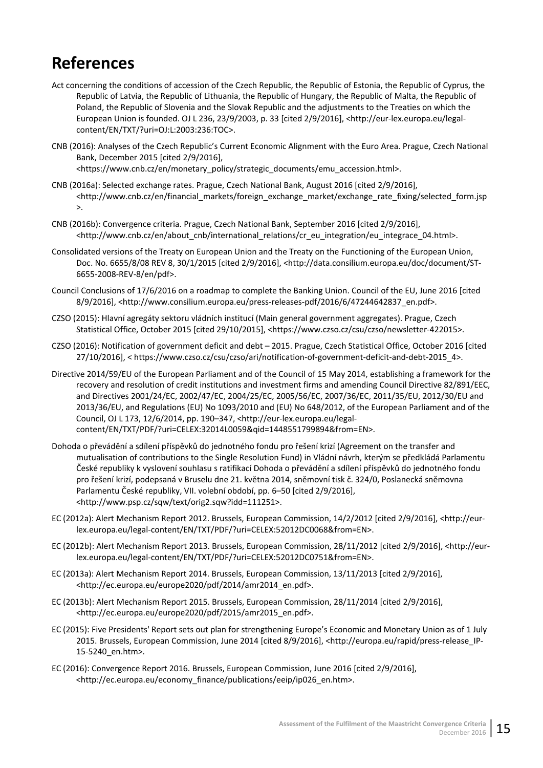# References

Act concerning the conditions of accession of the Czech Republic, the Republic of Estonia, the Republic of Cyprus, the Republic of Latvia, the Republic of Lithuania, the Republic of Hungary, the Republic of Malta, the Republic of Poland, the Republic of Slovenia and the Slovak Republic and the adjustments to the Treaties on which the European Union is founded. OJ L 236, 23/9/2003, p. 33 [cited 2/9/2016], <http://eur-lex.europa.eu/legal-content/EN/TXT/?uri=OJ:L:2003:236:TOC>.

CNB (2016): Analyses of the Czech Republic's Current Economic Alignment with the Euro Area. Prague, Czech National Bank, December 2015 [cited 2/9/2016], <https://www.cnb.cz/en/monetary_policy/strategic_documents/emu_accession.html>.

CNB (2016a): Selected exchange rates. Prague, Czech National Bank, August 2016 [cited 2/9/2016], <http://www.cnb.cz/en/financial_markets/foreign_exchange_market/exchange_rate_fixing/selected_form.jsp>.

CNB (2016b): Convergence criteria. Prague, Czech National Bank, September 2016 [cited 2/9/2016], <http://www.cnb.cz/en/about_cnb/international_relations/cr_eu_integration/eu_integrace_04.html>.

Consolidated versions of the Treaty on European Union and the Treaty on the Functioning of the European Union, Doc. No. 6655/8/08 REV 8, 30/1/2015 [cited 2/9/2016], <http://data.consilium.europa.eu/doc/document/ST-6655-2008-REV-8/en/pdf>.

Council Conclusions of 17/6/2016 on a roadmap to complete the Banking Union. Council of the EU, June 2016 [cited 8/9/2016], <http://www.consilium.europa.eu/press-releases-pdf/2016/6/47244642837_en.pdf>.

CZSO (2015): Hlavní agregáty sektoru vládních institucí (Main general government aggregates). Prague, Czech Statistical Office, October 2015 [cited 29/10/2015], <https://www.czso.cz/csu/czso/newsletter-422015>.

CZSO (2016): Notification of government deficit and debt – 2015. Prague, Czech Statistical Office, October 2016 [cited 27/10/2016], < https://www.czso.cz/csu/czso/ari/notification-of-government-deficit-and-debt-2015_4>.

Directive 2014/59/EU of the European Parliament and of the Council of 15 May 2014, establishing a framework for the recovery and resolution of credit institutions and investment firms and amending Council Directive 82/891/EEC, and Directives 2001/24/EC, 2002/47/EC, 2004/25/EC, 2005/56/EC, 2007/36/EC, 2011/35/EU, 2012/30/EU and 2013/36/EU, and Regulations (EU) No 1093/2010 and (EU) No 648/2012, of the European Parliament and of the Council, OJ L 173, 12/6/2014, pp. 190–347, <http://eur-lex.europa.eu/legal-content/EN/TXT/PDF/?uri=CELEX:32014L0059&qid=1448551799894&from=EN>.

Dohoda o převádění a sdílení příspěvků do jednotného fondu pro řešení krizí (Agreement on the transfer and mutualisation of contributions to the Single Resolution Fund) in Vládní návrh, kterým se předkládá Parlamentu České republiky k vyslovení souhlasu s ratifikací Dohoda o převádění a sdílení příspěvků do jednotného fondu pro řešení krizí, podepsaná v Bruselu dne 21. května 2014, sněmovní tisk č. 324/0, Poslanecká sněmovna Parlamentu České republiky, VII. volební období, pp. 6–50 [cited 2/9/2016], <http://www.psp.cz/sqw/text/orig2.sqw?idd=111251>.

EC (2012a): Alert Mechanism Report 2012. Brussels, European Commission, 14/2/2012 [cited 2/9/2016], <http://eur-lex.europa.eu/legal-content/EN/TXT/PDF/?uri=CELEX:52012DC0068&from=EN>.

EC (2012b): Alert Mechanism Report 2013. Brussels, European Commission, 28/11/2012 [cited 2/9/2016], <http://eur-lex.europa.eu/legal-content/EN/TXT/PDF/?uri=CELEX:52012DC0751&from=EN>.

EC (2013a): Alert Mechanism Report 2014. Brussels, European Commission, 13/11/2013 [cited 2/9/2016], <http://ec.europa.eu/europe2020/pdf/2014/amr2014_en.pdf>.

EC (2013b): Alert Mechanism Report 2015. Brussels, European Commission, 28/11/2014 [cited 2/9/2016], <http://ec.europa.eu/europe2020/pdf/2015/amr2015_en.pdf>.

EC (2015): Five Presidents' Report sets out plan for strengthening Europe's Economic and Monetary Union as of 1 July 2015. Brussels, European Commission, June 2014 [cited 8/9/2016], <http://europa.eu/rapid/press-release_IP-15-5240_en.htm>.

EC (2016): Convergence Report 2016. Brussels, European Commission, June 2016 [cited 2/9/2016], <http://ec.europa.eu/economy_finance/publications/eeip/ip026_en.htm>.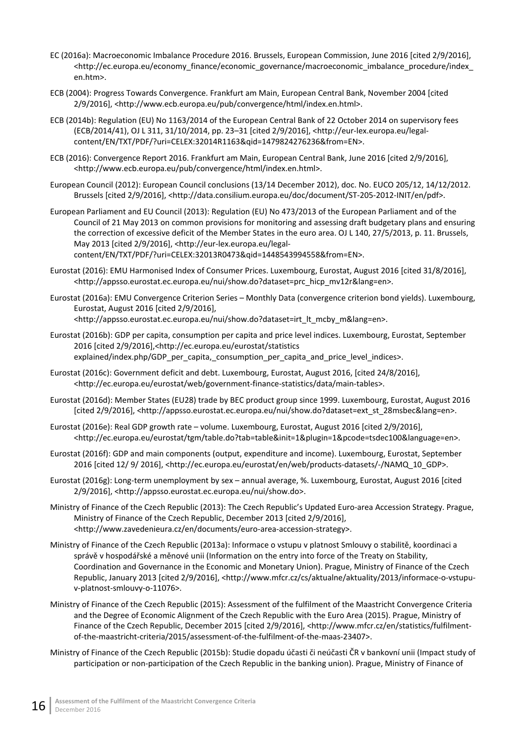EC (2016a): Macroeconomic Imbalance Procedure 2016. Brussels, European Commission, June 2016 [cited 2/9/2016], <http://ec.europa.eu/economy_finance/economic_governance/macroeconomic_imbalance_procedure/index_en.htm>.

ECB (2004): Progress Towards Convergence. Frankfurt am Main, European Central Bank, November 2004 [cited 2/9/2016], <http://www.ecb.europa.eu/pub/convergence/html/index.en.html>.

ECB (2014b): Regulation (EU) No 1163/2014 of the European Central Bank of 22 October 2014 on supervisory fees (ECB/2014/41), OJ L 311, 31/10/2014, pp. 23–31 [cited 2/9/2016], <http://eur-lex.europa.eu/legal-content/EN/TXT/PDF/?uri=CELEX:32014R1163&qid=1479824276236&from=EN>.

ECB (2016): Convergence Report 2016. Frankfurt am Main, European Central Bank, June 2016 [cited 2/9/2016], <http://www.ecb.europa.eu/pub/convergence/html/index.en.html>.

European Council (2012): European Council conclusions (13/14 December 2012), doc. No. EUCO 205/12, 14/12/2012. Brussels [cited 2/9/2016], <http://data.consilium.europa.eu/doc/document/ST-205-2012-INIT/en/pdf>.

European Parliament and EU Council (2013): Regulation (EU) No 473/2013 of the European Parliament and of the Council of 21 May 2013 on common provisions for monitoring and assessing draft budgetary plans and ensuring the correction of excessive deficit of the Member States in the euro area. OJ L 140, 27/5/2013, p. 11. Brussels, May 2013 [cited 2/9/2016], <http://eur-lex.europa.eu/legal-content/EN/TXT/PDF/?uri=CELEX:32013R0473&qid=1448543994558&from=EN>.

Eurostat (2016): EMU Harmonised Index of Consumer Prices. Luxembourg, Eurostat, August 2016 [cited 31/8/2016], <http://appsso.eurostat.ec.europa.eu/nui/show.do?dataset=prc_hicp_mv12r&lang=en>.

Eurostat (2016a): EMU Convergence Criterion Series – Monthly Data (convergence criterion bond yields). Luxembourg, Eurostat, August 2016 [cited 2/9/2016], <http://appsso.eurostat.ec.europa.eu/nui/show.do?dataset=irt_lt_mcby_m&lang=en>.

Eurostat (2016b): GDP per capita, consumption per capita and price level indices. Luxembourg, Eurostat, September 2016 [cited 2/9/2016],<http://ec.europa.eu/eurostat/statistics explained/index.php/GDP_per_capita,_consumption_per_capita_and_price_level_indices>.

Eurostat (2016c): Government deficit and debt. Luxembourg, Eurostat, August 2016, [cited 24/8/2016], <http://ec.europa.eu/eurostat/web/government-finance-statistics/data/main-tables>.

Eurostat (2016d): Member States (EU28) trade by BEC product group since 1999. Luxembourg, Eurostat, August 2016 [cited 2/9/2016], <http://appsso.eurostat.ec.europa.eu/nui/show.do?dataset=ext_st_28msbec&lang=en>.

Eurostat (2016e): Real GDP growth rate – volume. Luxembourg, Eurostat, August 2016 [cited 2/9/2016], <http://ec.europa.eu/eurostat/tgm/table.do?tab=table&init=1&plugin=1&pcode=tsdec100&language=en>.

Eurostat (2016f): GDP and main components (output, expenditure and income). Luxembourg, Eurostat, September 2016 [cited 12/ 9/ 2016], <http://ec.europa.eu/eurostat/en/web/products-datasets/-/NAMQ_10_GDP>.

Eurostat (2016g): Long-term unemployment by sex – annual average, %. Luxembourg, Eurostat, August 2016 [cited 2/9/2016], <http://appsso.eurostat.ec.europa.eu/nui/show.do>.

Ministry of Finance of the Czech Republic (2013): The Czech Republic's Updated Euro-area Accession Strategy. Prague, Ministry of Finance of the Czech Republic, December 2013 [cited 2/9/2016], <http://www.zavedenieura.cz/en/documents/euro-area-accession-strategy>.

Ministry of Finance of the Czech Republic (2013a): Informace o vstupu v platnost Smlouvy o stabilitě, koordinaci a správě v hospodářské a měnové unii (Information on the entry into force of the Treaty on Stability, Coordination and Governance in the Economic and Monetary Union). Prague, Ministry of Finance of the Czech Republic, January 2013 [cited 2/9/2016], <http://www.mfcr.cz/cs/aktualne/aktuality/2013/informace-o-vstupu-v-platnost-smlouvy-o-11076>.

Ministry of Finance of the Czech Republic (2015): Assessment of the fulfilment of the Maastricht Convergence Criteria and the Degree of Economic Alignment of the Czech Republic with the Euro Area (2015). Prague, Ministry of Finance of the Czech Republic, December 2015 [cited 2/9/2016], <http://www.mfcr.cz/en/statistics/fulfilment-of-the-maastricht-criteria/2015/assessment-of-the-fulfilment-of-the-maas-23407>.

Ministry of Finance of the Czech Republic (2015b): Studie dopadu účasti či neúčasti ČR v bankovní unii (Impact study of participation or non-participation of the Czech Republic in the banking union). Prague, Ministry of Finance of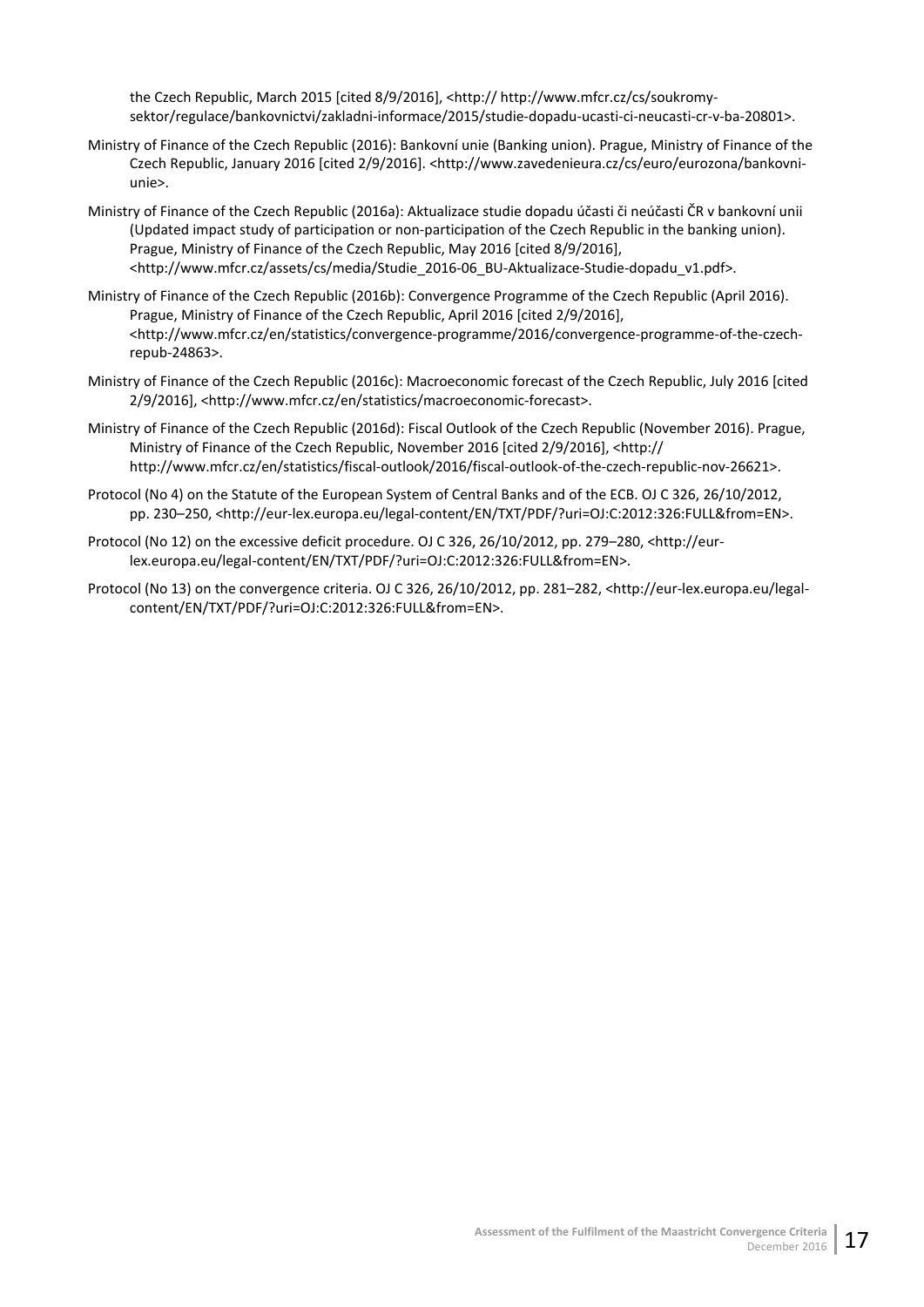the Czech Republic, March 2015 [cited 8/9/2016], <http:// http://www.mfcr.cz/cs/soukromy-sektor/regulace/bankovnictvi/zakladni-informace/2015/studie-dopadu-ucasti-ci-neucasti-cr-v-ba-20801>.

Ministry of Finance of the Czech Republic (2016): Bankovní unie (Banking union). Prague, Ministry of Finance of the Czech Republic, January 2016 [cited 2/9/2016]. <http://www.zavedenieura.cz/cs/euro/eurozona/bankovni-unie>.

Ministry of Finance of the Czech Republic (2016a): Aktualizace studie dopadu účasti či neúčasti ČR v bankovní unii (Updated impact study of participation or non-participation of the Czech Republic in the banking union). Prague, Ministry of Finance of the Czech Republic, May 2016 [cited 8/9/2016], <http://www.mfcr.cz/assets/cs/media/Studie_2016-06_BU-Aktualizace-Studie-dopadu_v1.pdf>.

Ministry of Finance of the Czech Republic (2016b): Convergence Programme of the Czech Republic (April 2016). Prague, Ministry of Finance of the Czech Republic, April 2016 [cited 2/9/2016], <http://www.mfcr.cz/en/statistics/convergence-programme/2016/convergence-programme-of-the-czech-repub-24863>.

Ministry of Finance of the Czech Republic (2016c): Macroeconomic forecast of the Czech Republic, July 2016 [cited 2/9/2016], <http://www.mfcr.cz/en/statistics/macroeconomic-forecast>.

Ministry of Finance of the Czech Republic (2016d): Fiscal Outlook of the Czech Republic (November 2016). Prague, Ministry of Finance of the Czech Republic, November 2016 [cited 2/9/2016], <http:// http://www.mfcr.cz/en/statistics/fiscal-outlook/2016/fiscal-outlook-of-the-czech-republic-nov-26621>.

Protocol (No 4) on the Statute of the European System of Central Banks and of the ECB. OJ C 326, 26/10/2012, pp. 230–250, <http://eur-lex.europa.eu/legal-content/EN/TXT/PDF/?uri=OJ:C:2012:326:FULL&from=EN>.

Protocol (No 12) on the excessive deficit procedure. OJ C 326, 26/10/2012, pp. 279–280, <http://eur-lex.europa.eu/legal-content/EN/TXT/PDF/?uri=OJ:C:2012:326:FULL&from=EN>.

Protocol (No 13) on the convergence criteria. OJ C 326, 26/10/2012, pp. 281–282, <http://eur-lex.europa.eu/legal-content/EN/TXT/PDF/?uri=OJ:C:2012:326:FULL&from=EN>.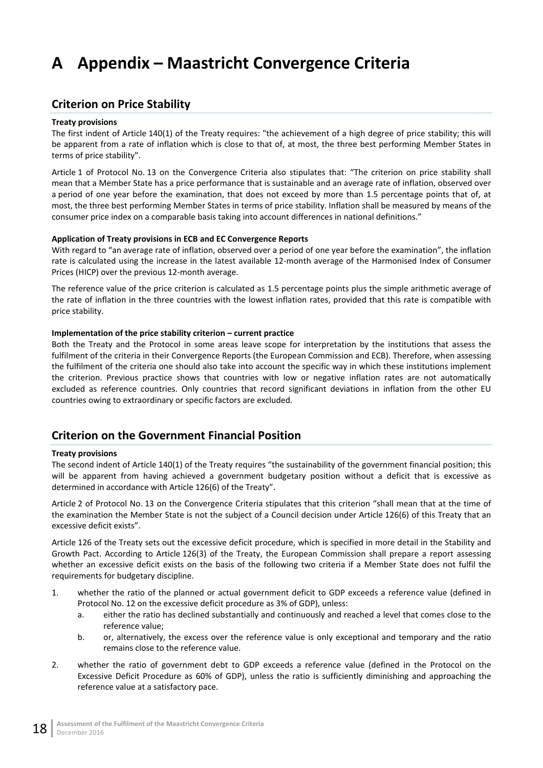# A Appendix – Maastricht Convergence Criteria

## Criterion on Price Stability

**Treaty provisions**

The first indent of Article 140(1) of the Treaty requires: "the achievement of a high degree of price stability; this will be apparent from a rate of inflation which is close to that of, at most, the three best performing Member States in terms of price stability".

Article 1 of Protocol No. 13 on the Convergence Criteria also stipulates that: "The criterion on price stability shall mean that a Member State has a price performance that is sustainable and an average rate of inflation, observed over a period of one year before the examination, that does not exceed by more than 1.5 percentage points that of, at most, the three best performing Member States in terms of price stability. Inflation shall be measured by means of the consumer price index on a comparable basis taking into account differences in national definitions."

**Application of Treaty provisions in ECB and EC Convergence Reports**

With regard to "an average rate of inflation, observed over a period of one year before the examination", the inflation rate is calculated using the increase in the latest available 12-month average of the Harmonised Index of Consumer Prices (HICP) over the previous 12-month average.

The reference value of the price criterion is calculated as 1.5 percentage points plus the simple arithmetic average of the rate of inflation in the three countries with the lowest inflation rates, provided that this rate is compatible with price stability.

**Implementation of the price stability criterion – current practice**

Both the Treaty and the Protocol in some areas leave scope for interpretation by the institutions that assess the fulfilment of the criteria in their Convergence Reports (the European Commission and ECB). Therefore, when assessing the fulfilment of the criteria one should also take into account the specific way in which these institutions implement the criterion. Previous practice shows that countries with low or negative inflation rates are not automatically excluded as reference countries. Only countries that record significant deviations in inflation from the other EU countries owing to extraordinary or specific factors are excluded.

## Criterion on the Government Financial Position

**Treaty provisions**

The second indent of Article 140(1) of the Treaty requires "the sustainability of the government financial position; this will be apparent from having achieved a government budgetary position without a deficit that is excessive as determined in accordance with Article 126(6) of the Treaty".

Article 2 of Protocol No. 13 on the Convergence Criteria stipulates that this criterion "shall mean that at the time of the examination the Member State is not the subject of a Council decision under Article 126(6) of this Treaty that an excessive deficit exists".

Article 126 of the Treaty sets out the excessive deficit procedure, which is specified in more detail in the Stability and Growth Pact. According to Article 126(3) of the Treaty, the European Commission shall prepare a report assessing whether an excessive deficit exists on the basis of the following two criteria if a Member State does not fulfil the requirements for budgetary discipline.

1. whether the ratio of the planned or actual government deficit to GDP exceeds a reference value (defined in Protocol No. 12 on the excessive deficit procedure as 3% of GDP), unless:
   a. either the ratio has declined substantially and continuously and reached a level that comes close to the reference value;
   b. or, alternatively, the excess over the reference value is only exceptional and temporary and the ratio remains close to the reference value.
2. whether the ratio of government debt to GDP exceeds a reference value (defined in the Protocol on the Excessive Deficit Procedure as 60% of GDP), unless the ratio is sufficiently diminishing and approaching the reference value at a satisfactory pace.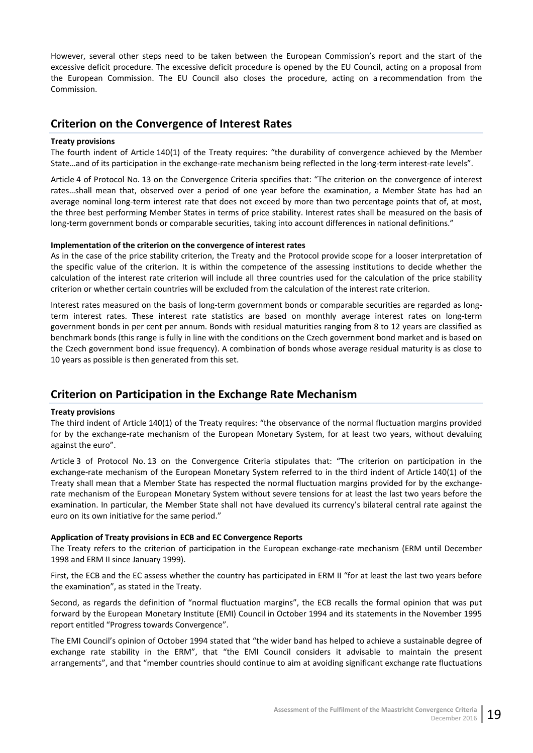However, several other steps need to be taken between the European Commission's report and the start of the excessive deficit procedure. The excessive deficit procedure is opened by the EU Council, acting on a proposal from the European Commission. The EU Council also closes the procedure, acting on a recommendation from the Commission.

## Criterion on the Convergence of Interest Rates

**Treaty provisions**

The fourth indent of Article 140(1) of the Treaty requires: "the durability of convergence achieved by the Member State…and of its participation in the exchange-rate mechanism being reflected in the long-term interest-rate levels".

Article 4 of Protocol No. 13 on the Convergence Criteria specifies that: "The criterion on the convergence of interest rates…shall mean that, observed over a period of one year before the examination, a Member State has had an average nominal long-term interest rate that does not exceed by more than two percentage points that of, at most, the three best performing Member States in terms of price stability. Interest rates shall be measured on the basis of long-term government bonds or comparable securities, taking into account differences in national definitions."

**Implementation of the criterion on the convergence of interest rates**

As in the case of the price stability criterion, the Treaty and the Protocol provide scope for a looser interpretation of the specific value of the criterion. It is within the competence of the assessing institutions to decide whether the calculation of the interest rate criterion will include all three countries used for the calculation of the price stability criterion or whether certain countries will be excluded from the calculation of the interest rate criterion.

Interest rates measured on the basis of long-term government bonds or comparable securities are regarded as long-term interest rates. These interest rate statistics are based on monthly average interest rates on long-term government bonds in per cent per annum. Bonds with residual maturities ranging from 8 to 12 years are classified as benchmark bonds (this range is fully in line with the conditions on the Czech government bond market and is based on the Czech government bond issue frequency). A combination of bonds whose average residual maturity is as close to 10 years as possible is then generated from this set.

## Criterion on Participation in the Exchange Rate Mechanism

**Treaty provisions**

The third indent of Article 140(1) of the Treaty requires: "the observance of the normal fluctuation margins provided for by the exchange-rate mechanism of the European Monetary System, for at least two years, without devaluing against the euro".

Article 3 of Protocol No. 13 on the Convergence Criteria stipulates that: "The criterion on participation in the exchange-rate mechanism of the European Monetary System referred to in the third indent of Article 140(1) of the Treaty shall mean that a Member State has respected the normal fluctuation margins provided for by the exchange-rate mechanism of the European Monetary System without severe tensions for at least the last two years before the examination. In particular, the Member State shall not have devalued its currency's bilateral central rate against the euro on its own initiative for the same period."

**Application of Treaty provisions in ECB and EC Convergence Reports**

The Treaty refers to the criterion of participation in the European exchange-rate mechanism (ERM until December 1998 and ERM II since January 1999).

First, the ECB and the EC assess whether the country has participated in ERM II "for at least the last two years before the examination", as stated in the Treaty.

Second, as regards the definition of "normal fluctuation margins", the ECB recalls the formal opinion that was put forward by the European Monetary Institute (EMI) Council in October 1994 and its statements in the November 1995 report entitled "Progress towards Convergence".

The EMI Council's opinion of October 1994 stated that "the wider band has helped to achieve a sustainable degree of exchange rate stability in the ERM", that "the EMI Council considers it advisable to maintain the present arrangements", and that "member countries should continue to aim at avoiding significant exchange rate fluctuations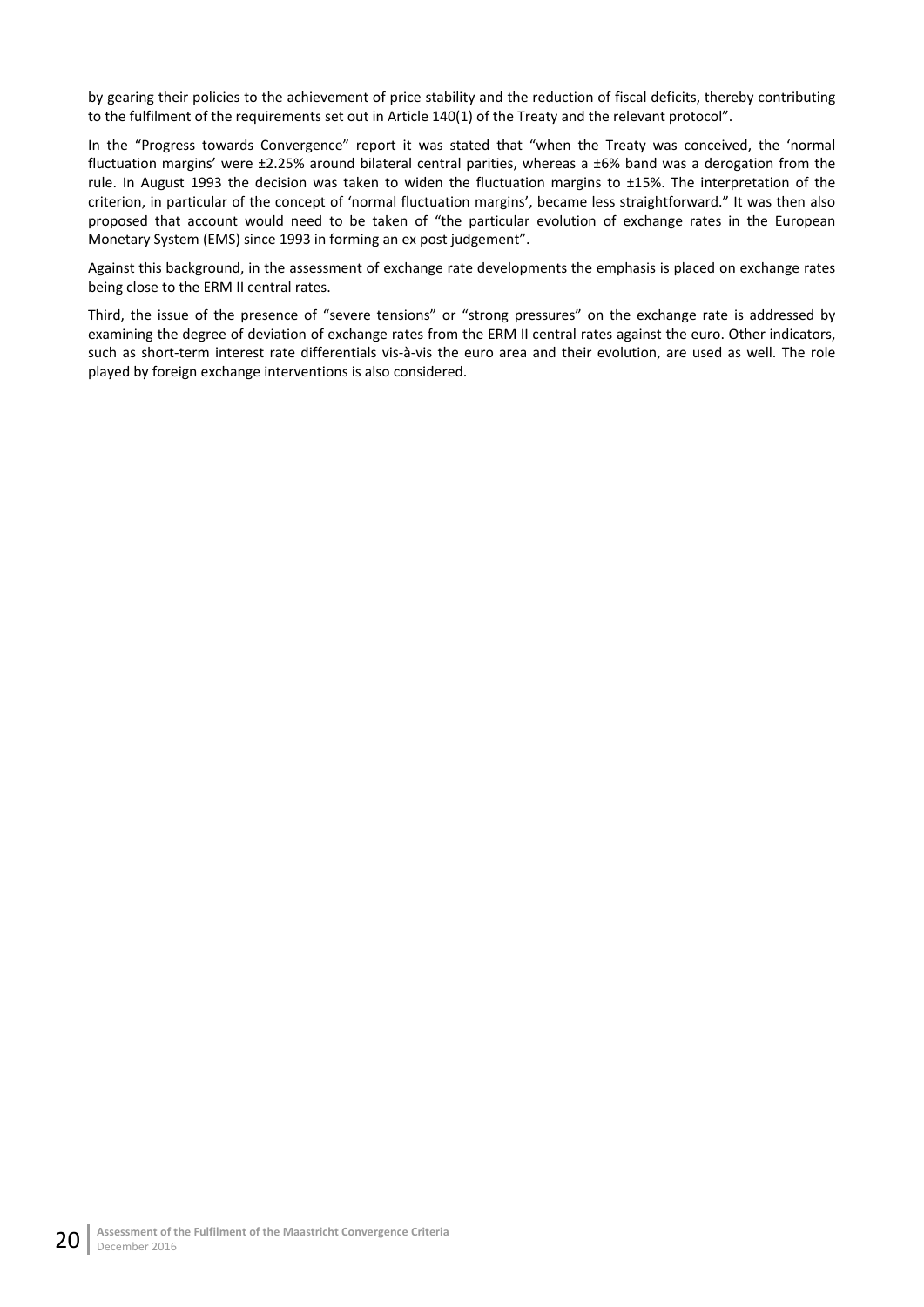by gearing their policies to the achievement of price stability and the reduction of fiscal deficits, thereby contributing to the fulfilment of the requirements set out in Article 140(1) of the Treaty and the relevant protocol".

In the "Progress towards Convergence" report it was stated that "when the Treaty was conceived, the 'normal fluctuation margins' were ±2.25% around bilateral central parities, whereas a ±6% band was a derogation from the rule. In August 1993 the decision was taken to widen the fluctuation margins to ±15%. The interpretation of the criterion, in particular of the concept of 'normal fluctuation margins', became less straightforward." It was then also proposed that account would need to be taken of "the particular evolution of exchange rates in the European Monetary System (EMS) since 1993 in forming an ex post judgement".

Against this background, in the assessment of exchange rate developments the emphasis is placed on exchange rates being close to the ERM II central rates.

Third, the issue of the presence of "severe tensions" or "strong pressures" on the exchange rate is addressed by examining the degree of deviation of exchange rates from the ERM II central rates against the euro. Other indicators, such as short-term interest rate differentials vis-à-vis the euro area and their evolution, are used as well. The role played by foreign exchange interventions is also considered.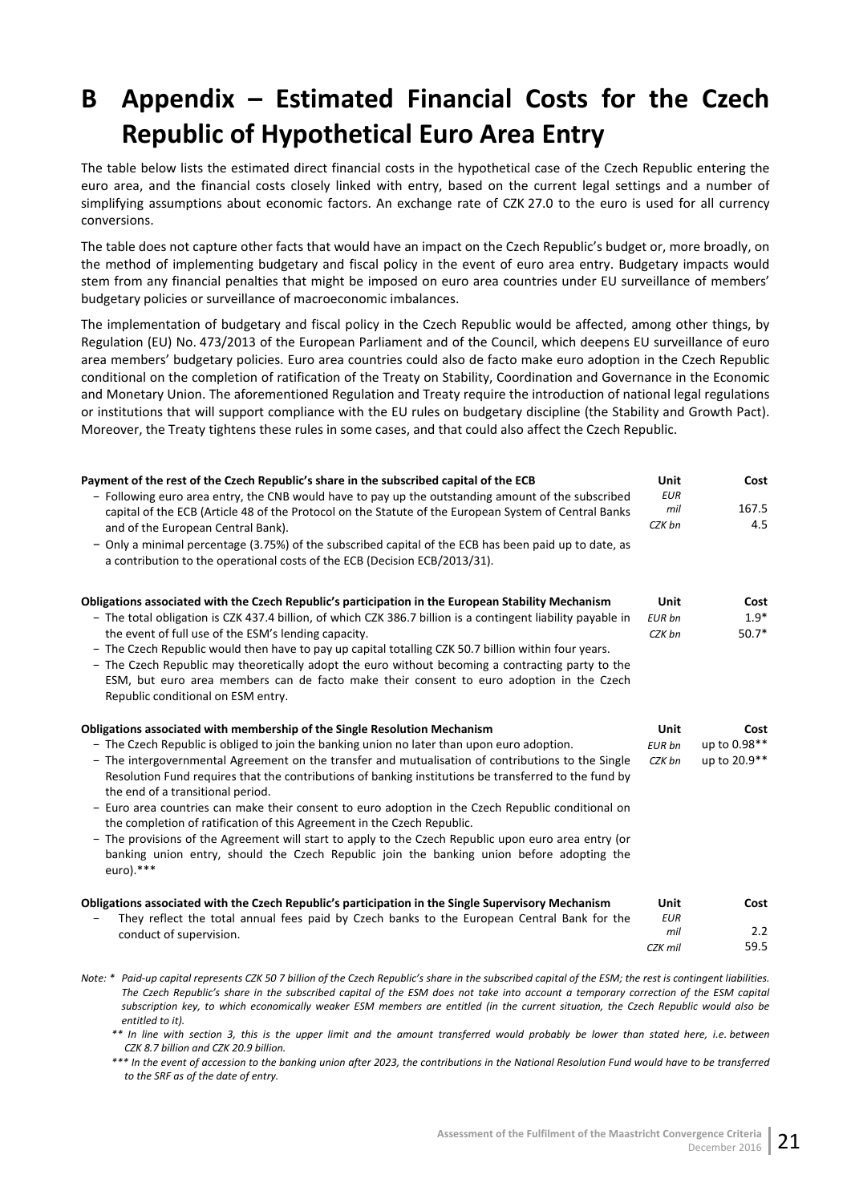# B Appendix – Estimated Financial Costs for the Czech Republic of Hypothetical Euro Area Entry

The table below lists the estimated direct financial costs in the hypothetical case of the Czech Republic entering the euro area, and the financial costs closely linked with entry, based on the current legal settings and a number of simplifying assumptions about economic factors. An exchange rate of CZK 27.0 to the euro is used for all currency conversions.

The table does not capture other facts that would have an impact on the Czech Republic's budget or, more broadly, on the method of implementing budgetary and fiscal policy in the event of euro area entry. Budgetary impacts would stem from any financial penalties that might be imposed on euro area countries under EU surveillance of members' budgetary policies or surveillance of macroeconomic imbalances.

The implementation of budgetary and fiscal policy in the Czech Republic would be affected, among other things, by Regulation (EU) No. 473/2013 of the European Parliament and of the Council, which deepens EU surveillance of euro area members' budgetary policies. Euro area countries could also de facto make euro adoption in the Czech Republic conditional on the completion of ratification of the Treaty on Stability, Coordination and Governance in the Economic and Monetary Union. The aforementioned Regulation and Treaty require the introduction of national legal regulations or institutions that will support compliance with the EU rules on budgetary discipline (the Stability and Growth Pact). Moreover, the Treaty tightens these rules in some cases, and that could also affect the Czech Republic.

| **Payment of the rest of the Czech Republic's share in the subscribed capital of the ECB** | **Unit** | **Cost** |
|---|---|---|
| − Following euro area entry, the CNB would have to pay up the outstanding amount of the subscribed capital of the ECB (Article 48 of the Protocol on the Statute of the European System of Central Banks and of the European Central Bank).<br>− Only a minimal percentage (3.75%) of the subscribed capital of the ECB has been paid up to date, as a contribution to the operational costs of the ECB (Decision ECB/2013/31). | *EUR mil*<br>*CZK bn* | 167.5<br>4.5 |
| **Obligations associated with the Czech Republic's participation in the European Stability Mechanism** | **Unit** | **Cost** |
| − The total obligation is CZK 437.4 billion, of which CZK 386.7 billion is a contingent liability payable in the event of full use of the ESM's lending capacity.<br>− The Czech Republic would then have to pay up capital totalling CZK 50.7 billion within four years.<br>− The Czech Republic may theoretically adopt the euro without becoming a contracting party to the ESM, but euro area members can de facto make their consent to euro adoption in the Czech Republic conditional on ESM entry. | *EUR bn*<br>*CZK bn* | 1.9*<br>50.7* |
| **Obligations associated with membership of the Single Resolution Mechanism** | **Unit** | **Cost** |
| − The Czech Republic is obliged to join the banking union no later than upon euro adoption.<br>− The intergovernmental Agreement on the transfer and mutualisation of contributions to the Single Resolution Fund requires that the contributions of banking institutions be transferred to the fund by the end of a transitional period.<br>− Euro area countries can make their consent to euro adoption in the Czech Republic conditional on the completion of ratification of this Agreement in the Czech Republic.<br>− The provisions of the Agreement will start to apply to the Czech Republic upon euro area entry (or banking union entry, should the Czech Republic join the banking union before adopting the euro).*** | *EUR bn*<br>*CZK bn* | up to 0.98**<br>up to 20.9** |
| **Obligations associated with the Czech Republic's participation in the Single Supervisory Mechanism** | **Unit** | **Cost** |
| − They reflect the total annual fees paid by Czech banks to the European Central Bank for the conduct of supervision. | *EUR mil*<br>*CZK mil* | 2.2<br>59.5 |

*Note: \* Paid-up capital represents CZK 50 7 billion of the Czech Republic's share in the subscribed capital of the ESM; the rest is contingent liabilities. The Czech Republic's share in the subscribed capital of the ESM does not take into account a temporary correction of the ESM capital subscription key, to which economically weaker ESM members are entitled (in the current situation, the Czech Republic would also be entitled to it).*

*\*\* In line with section 3, this is the upper limit and the amount transferred would probably be lower than stated here, i.e. between CZK 8.7 billion and CZK 20.9 billion.*

*\*\*\* In the event of accession to the banking union after 2023, the contributions in the National Resolution Fund would have to be transferred to the SRF as of the date of entry.*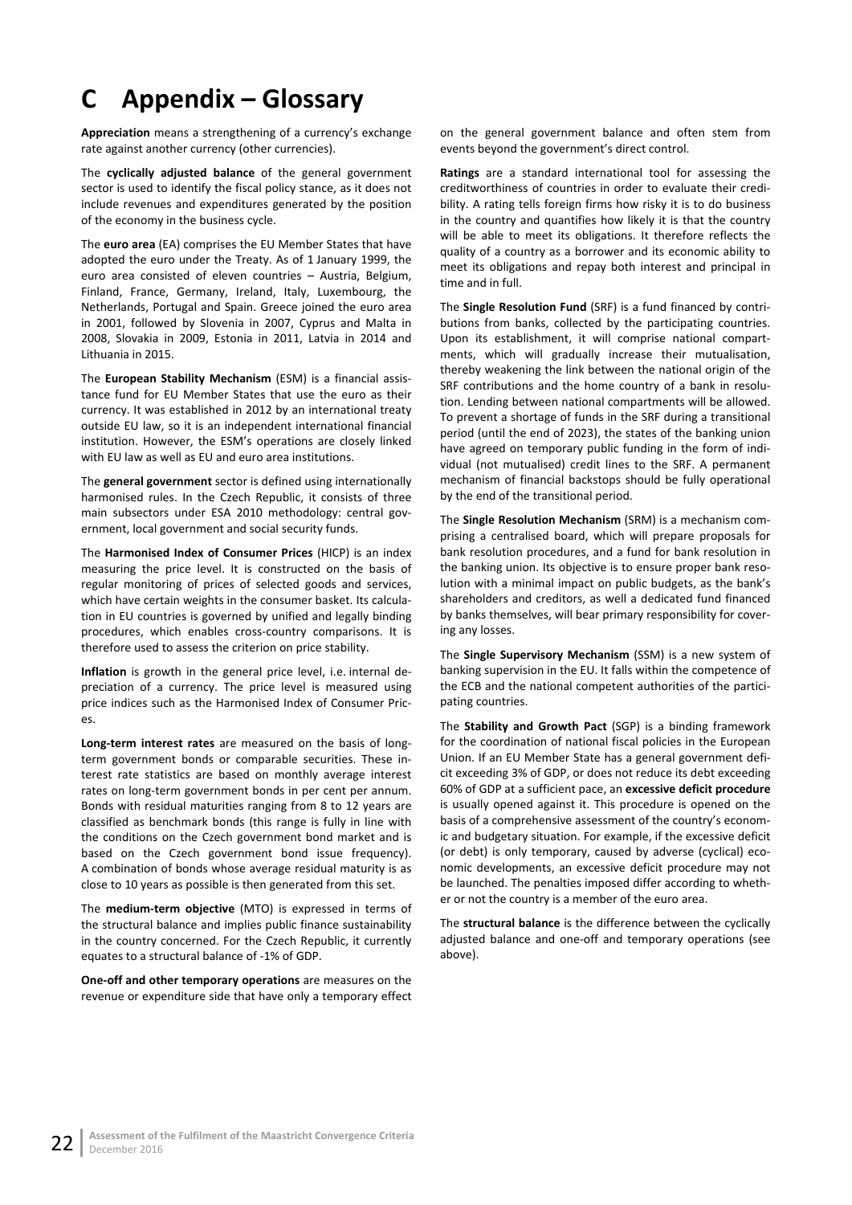# C Appendix – Glossary

**Appreciation** means a strengthening of a currency's exchange rate against another currency (other currencies).

The **cyclically adjusted balance** of the general government sector is used to identify the fiscal policy stance, as it does not include revenues and expenditures generated by the position of the economy in the business cycle.

The **euro area** (EA) comprises the EU Member States that have adopted the euro under the Treaty. As of 1 January 1999, the euro area consisted of eleven countries – Austria, Belgium, Finland, France, Germany, Ireland, Italy, Luxembourg, the Netherlands, Portugal and Spain. Greece joined the euro area in 2001, followed by Slovenia in 2007, Cyprus and Malta in 2008, Slovakia in 2009, Estonia in 2011, Latvia in 2014 and Lithuania in 2015.

The **European Stability Mechanism** (ESM) is a financial assistance fund for EU Member States that use the euro as their currency. It was established in 2012 by an international treaty outside EU law, so it is an independent international financial institution. However, the ESM's operations are closely linked with EU law as well as EU and euro area institutions.

The **general government** sector is defined using internationally harmonised rules. In the Czech Republic, it consists of three main subsectors under ESA 2010 methodology: central government, local government and social security funds.

The **Harmonised Index of Consumer Prices** (HICP) is an index measuring the price level. It is constructed on the basis of regular monitoring of prices of selected goods and services, which have certain weights in the consumer basket. Its calculation in EU countries is governed by unified and legally binding procedures, which enables cross-country comparisons. It is therefore used to assess the criterion on price stability.

**Inflation** is growth in the general price level, i.e. internal depreciation of a currency. The price level is measured using price indices such as the Harmonised Index of Consumer Prices.

**Long-term interest rates** are measured on the basis of long-term government bonds or comparable securities. These interest rate statistics are based on monthly average interest rates on long-term government bonds in per cent per annum. Bonds with residual maturities ranging from 8 to 12 years are classified as benchmark bonds (this range is fully in line with the conditions on the Czech government bond market and is based on the Czech government bond issue frequency). A combination of bonds whose average residual maturity is as close to 10 years as possible is then generated from this set.

The **medium-term objective** (MTO) is expressed in terms of the structural balance and implies public finance sustainability in the country concerned. For the Czech Republic, it currently equates to a structural balance of -1% of GDP.

**One-off and other temporary operations** are measures on the revenue or expenditure side that have only a temporary effect on the general government balance and often stem from events beyond the government's direct control.

**Ratings** are a standard international tool for assessing the creditworthiness of countries in order to evaluate their credibility. A rating tells foreign firms how risky it is to do business in the country and quantifies how likely it is that the country will be able to meet its obligations. It therefore reflects the quality of a country as a borrower and its economic ability to meet its obligations and repay both interest and principal in time and in full.

The **Single Resolution Fund** (SRF) is a fund financed by contributions from banks, collected by the participating countries. Upon its establishment, it will comprise national compartments, which will gradually increase their mutualisation, thereby weakening the link between the national origin of the SRF contributions and the home country of a bank in resolution. Lending between national compartments will be allowed. To prevent a shortage of funds in the SRF during a transitional period (until the end of 2023), the states of the banking union have agreed on temporary public funding in the form of individual (not mutualised) credit lines to the SRF. A permanent mechanism of financial backstops should be fully operational by the end of the transitional period.

The **Single Resolution Mechanism** (SRM) is a mechanism comprising a centralised board, which will prepare proposals for bank resolution procedures, and a fund for bank resolution in the banking union. Its objective is to ensure proper bank resolution with a minimal impact on public budgets, as the bank's shareholders and creditors, as well a dedicated fund financed by banks themselves, will bear primary responsibility for covering any losses.

The **Single Supervisory Mechanism** (SSM) is a new system of banking supervision in the EU. It falls within the competence of the ECB and the national competent authorities of the participating countries.

The **Stability and Growth Pact** (SGP) is a binding framework for the coordination of national fiscal policies in the European Union. If an EU Member State has a general government deficit exceeding 3% of GDP, or does not reduce its debt exceeding 60% of GDP at a sufficient pace, an **excessive deficit procedure** is usually opened against it. This procedure is opened on the basis of a comprehensive assessment of the country's economic and budgetary situation. For example, if the excessive deficit (or debt) is only temporary, caused by adverse (cyclical) economic developments, an excessive deficit procedure may not be launched. The penalties imposed differ according to whether or not the country is a member of the euro area.

The **structural balance** is the difference between the cyclically adjusted balance and one-off and temporary operations (see above).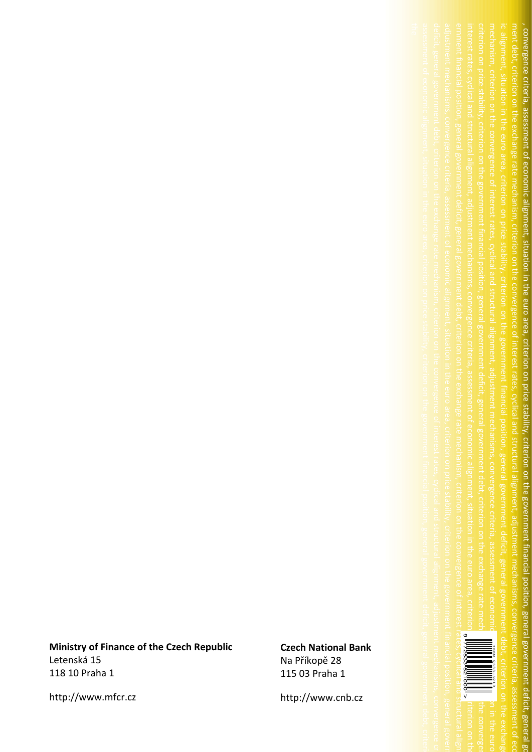**Ministry of Finance of the Czech Republic**
Letenská 15
118 10 Praha 1

http://www.mfcr.cz

**Czech National Bank**
Na Příkopě 28
115 03 Praha 1

http://www.cnb.cz